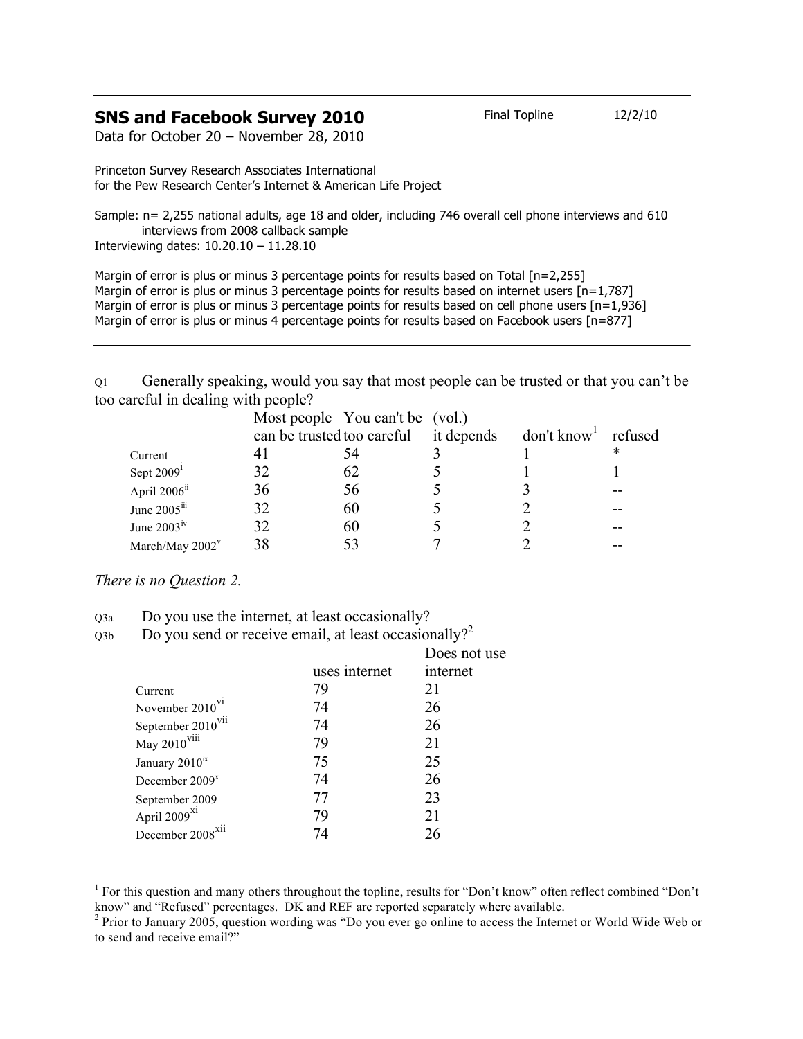## SNS and Facebook Survey 2010

Final Topline 12/2/10

Data for October 20 – November 28, 2010

Princeton Survey Research Associates International
for the Pew Research Center's Internet & American Life Project

Sample: n= 2,255 national adults, age 18 and older, including 746 overall cell phone interviews and 610 interviews from 2008 callback sample
Interviewing dates: 10.20.10 – 11.28.10

Margin of error is plus or minus 3 percentage points for results based on Total [n=2,255]
Margin of error is plus or minus 3 percentage points for results based on internet users [n=1,787]
Margin of error is plus or minus 3 percentage points for results based on cell phone users [n=1,936]
Margin of error is plus or minus 4 percentage points for results based on Facebook users [n=877]

---

Q1 Generally speaking, would you say that most people can be trusted or that you can't be too careful in dealing with people?

| | Most people can be trusted | You can't be too careful | (vol.) it depends | don't know[1] | refused |
|---|---|---|---|---|---|
| Current | 41 | 54 | 3 | 1 | * |
| Sept 2009[i] | 32 | 62 | 5 | 1 | 1 |
| April 2006[ii] | 36 | 56 | 5 | 3 | -- |
| June 2005[iii] | 32 | 60 | 5 | 2 | -- |
| June 2003[iv] | 32 | 60 | 5 | 2 | -- |
| March/May 2002[v] | 38 | 53 | 7 | 2 | -- |

*There is no Question 2.*

Q3a Do you use the internet, at least occasionally?
Q3b Do you send or receive email, at least occasionally?[2]

| | uses internet | Does not use internet |
|---|---|---|
| Current | 79 | 21 |
| November 2010[vi] | 74 | 26 |
| September 2010[vii] | 74 | 26 |
| May 2010[viii] | 79 | 21 |
| January 2010[ix] | 75 | 25 |
| December 2009[x] | 74 | 26 |
| September 2009 | 77 | 23 |
| April 2009[xi] | 79 | 21 |
| December 2008[xii] | 74 | 26 |

---

[1] For this question and many others throughout the topline, results for "Don't know" often reflect combined "Don't know" and "Refused" percentages. DK and REF are reported separately where available.

[2] Prior to January 2005, question wording was "Do you ever go online to access the Internet or World Wide Web or to send and receive email?"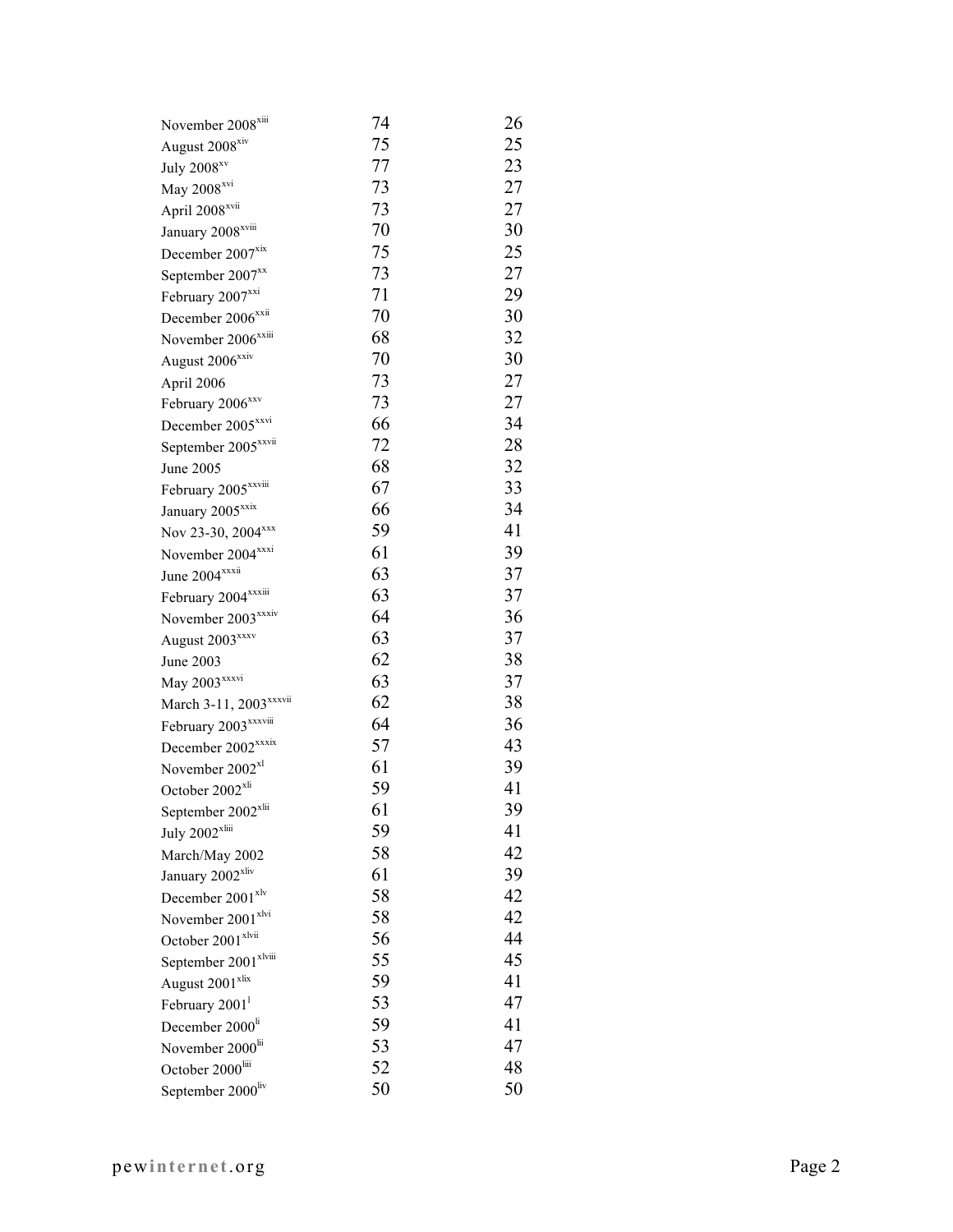| | | |
|---|---|---|
| November 2008[xiii] | 74 | 26 |
| August 2008[xiv] | 75 | 25 |
| July 2008[xv] | 77 | 23 |
| May 2008[xvi] | 73 | 27 |
| April 2008[xvii] | 73 | 27 |
| January 2008[xviii] | 70 | 30 |
| December 2007[xix] | 75 | 25 |
| September 2007[xx] | 73 | 27 |
| February 2007[xxi] | 71 | 29 |
| December 2006[xxii] | 70 | 30 |
| November 2006[xxiii] | 68 | 32 |
| August 2006[xxiv] | 70 | 30 |
| April 2006 | 73 | 27 |
| February 2006[xxv] | 73 | 27 |
| December 2005[xxvi] | 66 | 34 |
| September 2005[xxvii] | 72 | 28 |
| June 2005 | 68 | 32 |
| February 2005[xxviii] | 67 | 33 |
| January 2005[xxix] | 66 | 34 |
| Nov 23-30, 2004[xxx] | 59 | 41 |
| November 2004[xxxi] | 61 | 39 |
| June 2004[xxxii] | 63 | 37 |
| February 2004[xxxiii] | 63 | 37 |
| November 2003[xxxiv] | 64 | 36 |
| August 2003[xxxv] | 63 | 37 |
| June 2003 | 62 | 38 |
| May 2003[xxxvi] | 63 | 37 |
| March 3-11, 2003[xxxvii] | 62 | 38 |
| February 2003[xxxviii] | 64 | 36 |
| December 2002[xxxix] | 57 | 43 |
| November 2002[xl] | 61 | 39 |
| October 2002[xli] | 59 | 41 |
| September 2002[xlii] | 61 | 39 |
| July 2002[xliii] | 59 | 41 |
| March/May 2002 | 58 | 42 |
| January 2002[xliv] | 61 | 39 |
| December 2001[xlv] | 58 | 42 |
| November 2001[xlvi] | 58 | 42 |
| October 2001[xlvii] | 56 | 44 |
| September 2001[xlviii] | 55 | 45 |
| August 2001[xlix] | 59 | 41 |
| February 2001[l] | 53 | 47 |
| December 2000[li] | 59 | 41 |
| November 2000[lii] | 53 | 47 |
| October 2000[liii] | 52 | 48 |
| September 2000[liv] | 50 | 50 |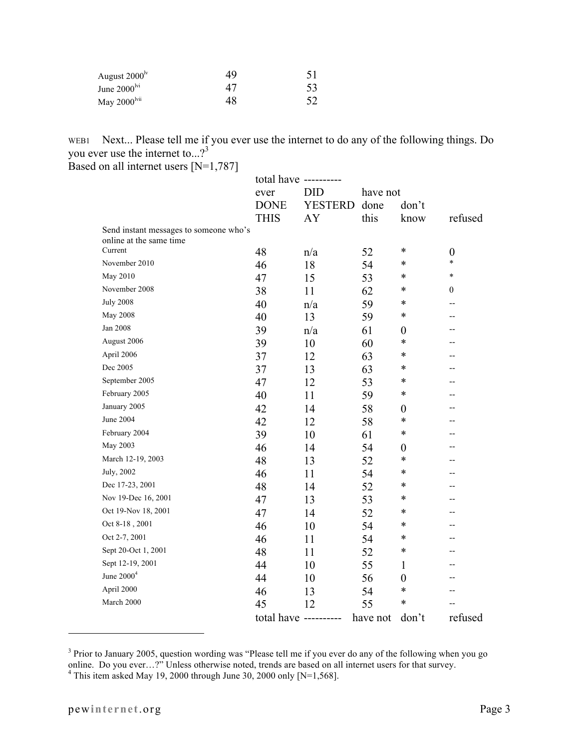| | | |
|---|---|---|
| August 2000[lv] | 49 | 51 |
| June 2000[lvi] | 47 | 53 |
| May 2000[lvii] | 48 | 52 |

WEB1 Next... Please tell me if you ever use the internet to do any of the following things. Do you ever use the internet to...?[3]

Based on all internet users [N=1,787]

| | total have ever DONE THIS | ---------- DID YESTERDAY | have not done this | don't know | refused |
|---|---|---|---|---|---|
| **Send instant messages to someone who's online at the same time** | | | | | |
| Current | 48 | n/a | 52 | * | 0 |
| November 2010 | 46 | 18 | 54 | * | * |
| May 2010 | 47 | 15 | 53 | * | * |
| November 2008 | 38 | 11 | 62 | * | 0 |
| July 2008 | 40 | n/a | 59 | * | -- |
| May 2008 | 40 | 13 | 59 | * | -- |
| Jan 2008 | 39 | n/a | 61 | 0 | -- |
| August 2006 | 39 | 10 | 60 | * | -- |
| April 2006 | 37 | 12 | 63 | * | -- |
| Dec 2005 | 37 | 13 | 63 | * | -- |
| September 2005 | 47 | 12 | 53 | * | -- |
| February 2005 | 40 | 11 | 59 | * | -- |
| January 2005 | 42 | 14 | 58 | 0 | -- |
| June 2004 | 42 | 12 | 58 | * | -- |
| February 2004 | 39 | 10 | 61 | * | -- |
| May 2003 | 46 | 14 | 54 | 0 | -- |
| March 12-19, 2003 | 48 | 13 | 52 | * | -- |
| July, 2002 | 46 | 11 | 54 | * | -- |
| Dec 17-23, 2001 | 48 | 14 | 52 | * | -- |
| Nov 19-Dec 16, 2001 | 47 | 13 | 53 | * | -- |
| Oct 19-Nov 18, 2001 | 47 | 14 | 52 | * | -- |
| Oct 8-18 , 2001 | 46 | 10 | 54 | * | -- |
| Oct 2-7, 2001 | 46 | 11 | 54 | * | -- |
| Sept 20-Oct 1, 2001 | 48 | 11 | 52 | * | -- |
| Sept 12-19, 2001 | 44 | 10 | 55 | 1 | -- |
| June 2000[4] | 44 | 10 | 56 | 0 | -- |
| April 2000 | 46 | 13 | 54 | * | -- |
| March 2000 | 45 | 12 | 55 | * | -- |
| | total have | ---------- | have not | don't | refused |

[3] Prior to January 2005, question wording was "Please tell me if you ever do any of the following when you go online. Do you ever…?" Unless otherwise noted, trends are based on all internet users for that survey.

[4] This item asked May 19, 2000 through June 30, 2000 only [N=1,568].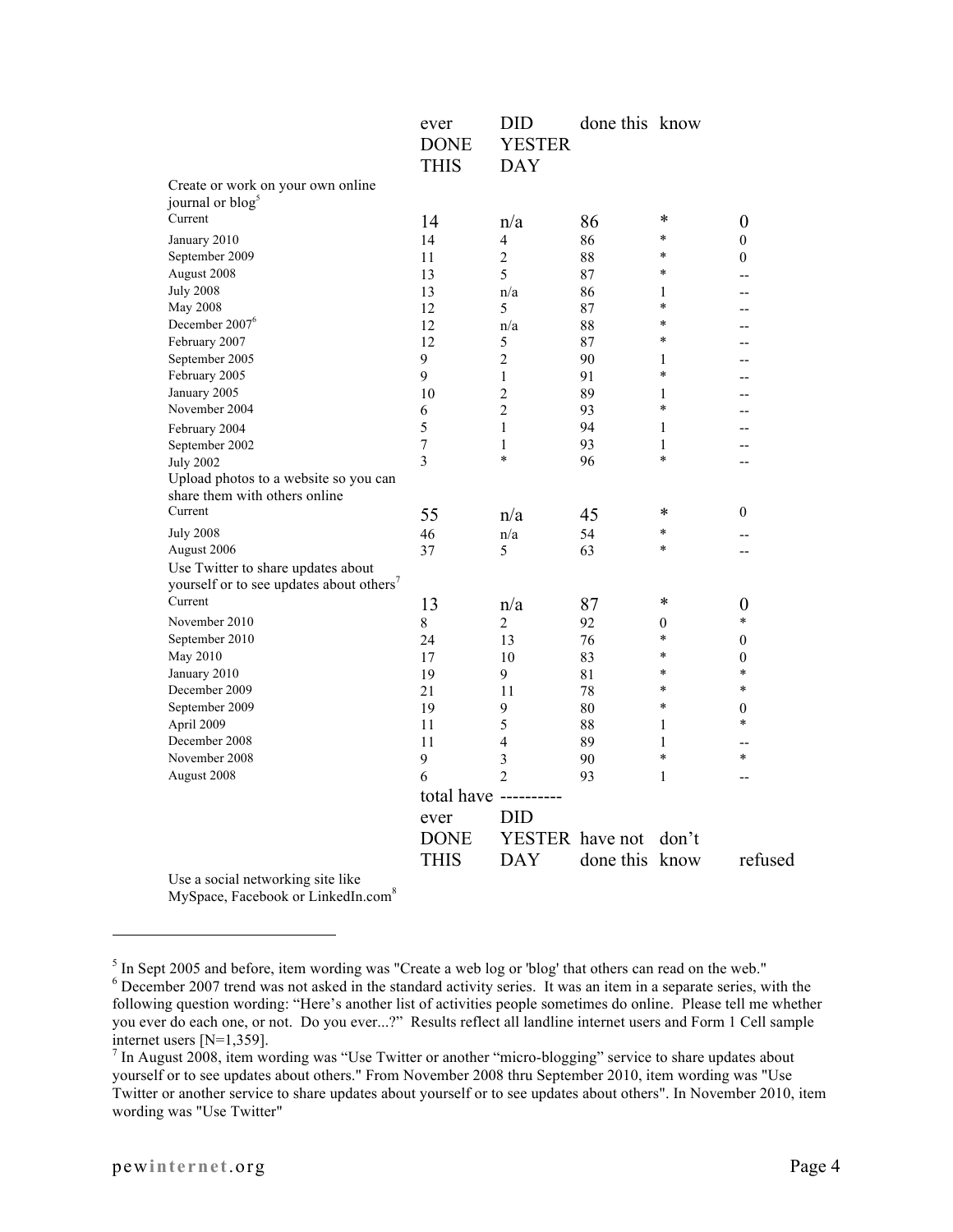| | total have ever DONE THIS | ---------- DID YESTERDAY | have not done this | don't know | refused |
|---|---|---|---|---|---|
| **Create or work on your own online journal or blog[5]** | | | | | |
| Current | 14 | n/a | 86 | * | 0 |
| January 2010 | 14 | 4 | 86 | * | 0 |
| September 2009 | 11 | 2 | 88 | * | 0 |
| August 2008 | 13 | 5 | 87 | * | -- |
| July 2008 | 13 | n/a | 86 | 1 | -- |
| May 2008 | 12 | 5 | 87 | * | -- |
| December 2007[6] | 12 | n/a | 88 | * | -- |
| February 2007 | 12 | 5 | 87 | * | -- |
| September 2005 | 9 | 2 | 90 | 1 | -- |
| February 2005 | 9 | 1 | 91 | * | -- |
| January 2005 | 10 | 2 | 89 | 1 | -- |
| November 2004 | 6 | 2 | 93 | * | -- |
| February 2004 | 5 | 1 | 94 | 1 | -- |
| September 2002 | 7 | 1 | 93 | 1 | -- |
| July 2002 | 3 | * | 96 | * | -- |
| **Upload photos to a website so you can share them with others online** | | | | | |
| Current | 55 | n/a | 45 | * | 0 |
| July 2008 | 46 | n/a | 54 | * | -- |
| August 2006 | 37 | 5 | 63 | * | -- |
| **Use Twitter to share updates about yourself or to see updates about others[7]** | | | | | |
| Current | 13 | n/a | 87 | * | 0 |
| November 2010 | 8 | 2 | 92 | 0 | * |
| September 2010 | 24 | 13 | 76 | * | 0 |
| May 2010 | 17 | 10 | 83 | * | 0 |
| January 2010 | 19 | 9 | 81 | * | * |
| December 2009 | 21 | 11 | 78 | * | * |
| September 2009 | 19 | 9 | 80 | * | 0 |
| April 2009 | 11 | 5 | 88 | 1 | * |
| December 2008 | 11 | 4 | 89 | 1 | -- |
| November 2008 | 9 | 3 | 90 | * | * |
| August 2008 | 6 | 2 | 93 | 1 | -- |

| | total have ever DONE THIS | ---------- DID YESTERDAY | have not done this | don't know | refused |
|---|---|---|---|---|---|
| **Use a social networking site like MySpace, Facebook or LinkedIn.com[8]** | | | | | |

[5] In Sept 2005 and before, item wording was "Create a web log or 'blog' that others can read on the web."

[6] December 2007 trend was not asked in the standard activity series. It was an item in a separate series, with the following question wording: "Here's another list of activities people sometimes do online. Please tell me whether you ever do each one, or not. Do you ever...?" Results reflect all landline internet users and Form 1 Cell sample internet users [N=1,359].

[7] In August 2008, item wording was "Use Twitter or another "micro-blogging" service to share updates about yourself or to see updates about others." From November 2008 thru September 2010, item wording was "Use Twitter or another service to share updates about yourself or to see updates about others". In November 2010, item wording was "Use Twitter"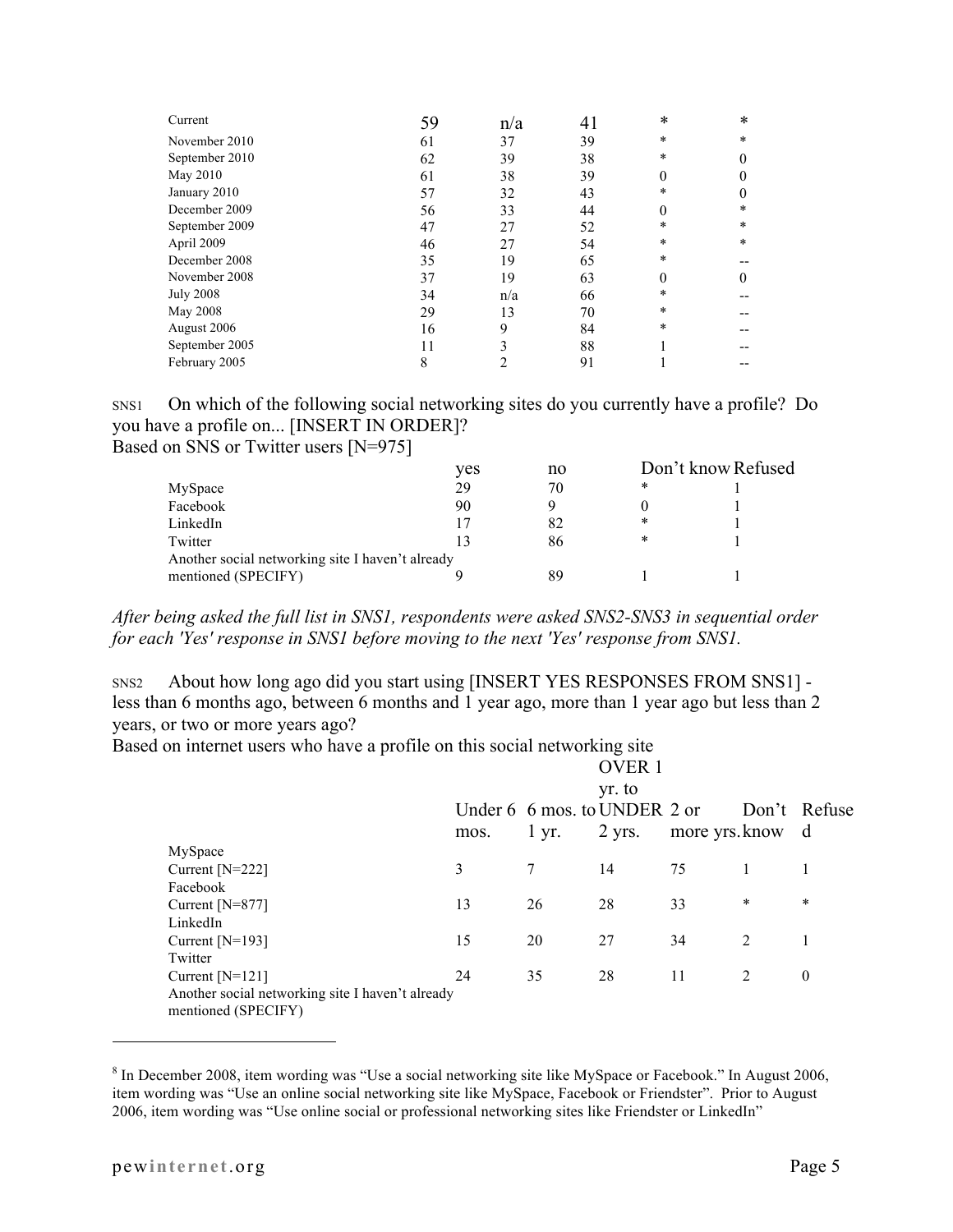| | | | | | |
|---|---|---|---|---|---|
| Current | 59 | n/a | 41 | * | * |
| November 2010 | 61 | 37 | 39 | * | * |
| September 2010 | 62 | 39 | 38 | * | 0 |
| May 2010 | 61 | 38 | 39 | 0 | 0 |
| January 2010 | 57 | 32 | 43 | * | 0 |
| December 2009 | 56 | 33 | 44 | 0 | * |
| September 2009 | 47 | 27 | 52 | * | * |
| April 2009 | 46 | 27 | 54 | * | * |
| December 2008 | 35 | 19 | 65 | * | -- |
| November 2008 | 37 | 19 | 63 | 0 | 0 |
| July 2008 | 34 | n/a | 66 | * | -- |
| May 2008 | 29 | 13 | 70 | * | -- |
| August 2006 | 16 | 9 | 84 | * | -- |
| September 2005 | 11 | 3 | 88 | 1 | -- |
| February 2005 | 8 | 2 | 91 | 1 | -- |

SNS1 On which of the following social networking sites do you currently have a profile? Do you have a profile on... [INSERT IN ORDER]?
Based on SNS or Twitter users [N=975]

| | yes | no | Don't know | Refused |
|---|---|---|---|---|
| MySpace | 29 | 70 | * | 1 |
| Facebook | 90 | 9 | 0 | 1 |
| LinkedIn | 17 | 82 | * | 1 |
| Twitter | 13 | 86 | * | 1 |
| Another social networking site I haven't already mentioned (SPECIFY) | 9 | 89 | 1 | 1 |

*After being asked the full list in SNS1, respondents were asked SNS2-SNS3 in sequential order for each 'Yes' response in SNS1 before moving to the next 'Yes' response from SNS1.*

SNS2 About how long ago did you start using [INSERT YES RESPONSES FROM SNS1] - less than 6 months ago, between 6 months and 1 year ago, more than 1 year ago but less than 2 years, or two or more years ago?
Based on internet users who have a profile on this social networking site

| | Under 6 mos. | 6 mos. to 1 yr. | OVER 1 yr. to UNDER 2 yrs. | 2 or more yrs. | Don't know | Refused |
|---|---|---|---|---|---|---|
| MySpace | | | | | | |
| Current [N=222] | 3 | 7 | 14 | 75 | 1 | 1 |
| Facebook | | | | | | |
| Current [N=877] | 13 | 26 | 28 | 33 | * | * |
| LinkedIn | | | | | | |
| Current [N=193] | 15 | 20 | 27 | 34 | 2 | 1 |
| Twitter | | | | | | |
| Current [N=121] | 24 | 35 | 28 | 11 | 2 | 0 |
| Another social networking site I haven't already mentioned (SPECIFY) | | | | | | |

[8] In December 2008, item wording was "Use a social networking site like MySpace or Facebook." In August 2006, item wording was "Use an online social networking site like MySpace, Facebook or Friendster". Prior to August 2006, item wording was "Use online social or professional networking sites like Friendster or LinkedIn"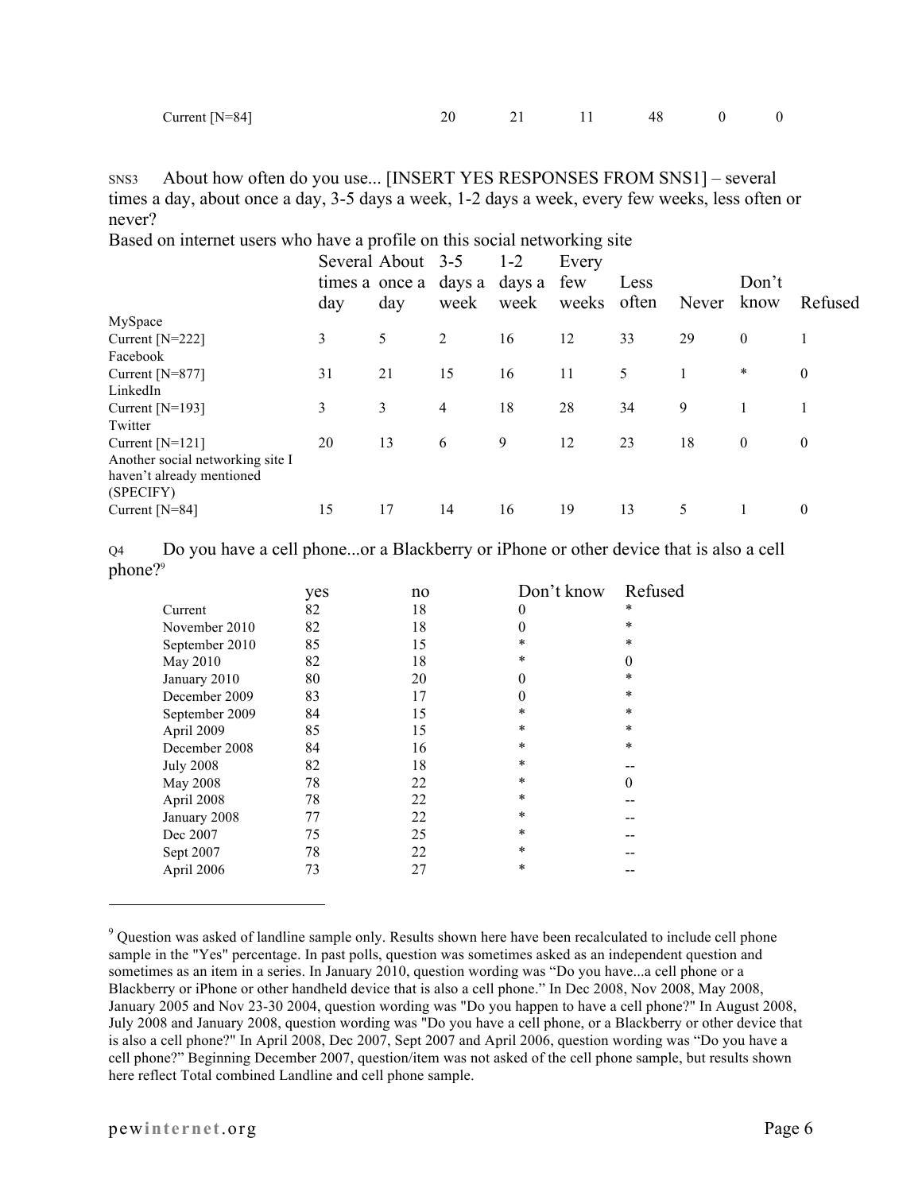| | | | | | | |
|---|---|---|---|---|---|---|
| Current [N=84] | 20 | 21 | 11 | 48 | 0 | 0 |

SNS3 About how often do you use... [INSERT YES RESPONSES FROM SNS1] – several times a day, about once a day, 3-5 days a week, 1-2 days a week, every few weeks, less often or never?

Based on internet users who have a profile on this social networking site

| | Several times a day | About once a day | 3-5 days a week | 1-2 days a week | Every few weeks | Less often | Never | Don't know | Refused |
|---|---|---|---|---|---|---|---|---|---|
| MySpace | | | | | | | | | |
| Current [N=222] | 3 | 5 | 2 | 16 | 12 | 33 | 29 | 0 | 1 |
| Facebook | | | | | | | | | |
| Current [N=877] | 31 | 21 | 15 | 16 | 11 | 5 | 1 | * | 0 |
| LinkedIn | | | | | | | | | |
| Current [N=193] | 3 | 3 | 4 | 18 | 28 | 34 | 9 | 1 | 1 |
| Twitter | | | | | | | | | |
| Current [N=121] | 20 | 13 | 6 | 9 | 12 | 23 | 18 | 0 | 0 |
| Another social networking site I haven't already mentioned (SPECIFY) | | | | | | | | | |
| Current [N=84] | 15 | 17 | 14 | 16 | 19 | 13 | 5 | 1 | 0 |

Q4 Do you have a cell phone...or a Blackberry or iPhone or other device that is also a cell phone?[9]

| | yes | no | Don't know | Refused |
|---|---|---|---|---|
| Current | 82 | 18 | 0 | * |
| November 2010 | 82 | 18 | 0 | * |
| September 2010 | 85 | 15 | * | * |
| May 2010 | 82 | 18 | * | 0 |
| January 2010 | 80 | 20 | 0 | * |
| December 2009 | 83 | 17 | 0 | * |
| September 2009 | 84 | 15 | * | * |
| April 2009 | 85 | 15 | * | * |
| December 2008 | 84 | 16 | * | * |
| July 2008 | 82 | 18 | * | -- |
| May 2008 | 78 | 22 | * | 0 |
| April 2008 | 78 | 22 | * | -- |
| January 2008 | 77 | 22 | * | -- |
| Dec 2007 | 75 | 25 | * | -- |
| Sept 2007 | 78 | 22 | * | -- |
| April 2006 | 73 | 27 | * | -- |

---

[9] Question was asked of landline sample only. Results shown here have been recalculated to include cell phone sample in the "Yes" percentage. In past polls, question was sometimes asked as an independent question and sometimes as an item in a series. In January 2010, question wording was "Do you have...a cell phone or a Blackberry or iPhone or other handheld device that is also a cell phone." In Dec 2008, Nov 2008, May 2008, January 2005 and Nov 23-30 2004, question wording was "Do you happen to have a cell phone?" In August 2008, July 2008 and January 2008, question wording was "Do you have a cell phone, or a Blackberry or other device that is also a cell phone?" In April 2008, Dec 2007, Sept 2007 and April 2006, question wording was "Do you have a cell phone?" Beginning December 2007, question/item was not asked of the cell phone sample, but results shown here reflect Total combined Landline and cell phone sample.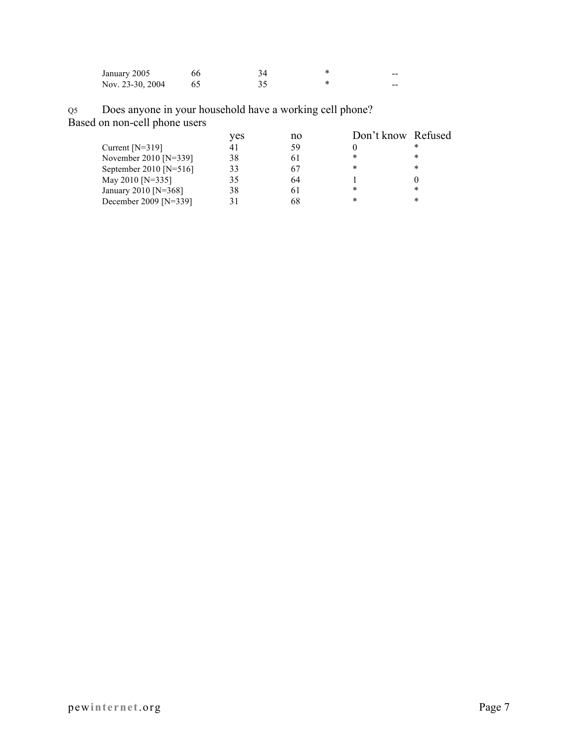| | | | | |
|---|---|---|---|---|
| January 2005 | 66 | 34 | * | -- |
| Nov. 23-30, 2004 | 65 | 35 | * | -- |

Q5 Does anyone in your household have a working cell phone?
Based on non-cell phone users

| | yes | no | Don't know | Refused |
|---|---|---|---|---|
| Current [N=319] | 41 | 59 | 0 | * |
| November 2010 [N=339] | 38 | 61 | * | * |
| September 2010 [N=516] | 33 | 67 | * | * |
| May 2010 [N=335] | 35 | 64 | 1 | 0 |
| January 2010 [N=368] | 38 | 61 | * | * |
| December 2009 [N=339] | 31 | 68 | * | * |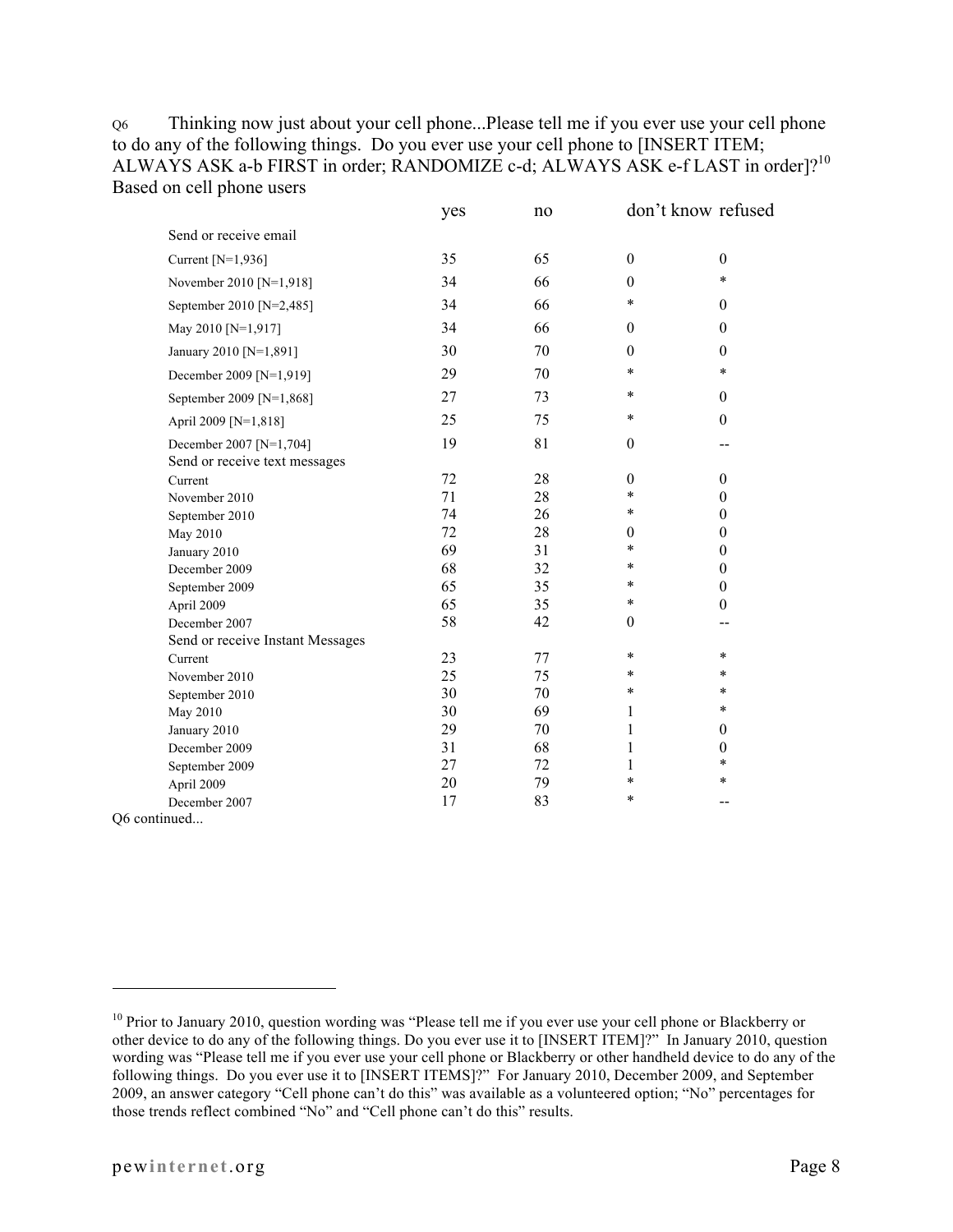Q6 Thinking now just about your cell phone...Please tell me if you ever use your cell phone to do any of the following things. Do you ever use your cell phone to [INSERT ITEM; ALWAYS ASK a-b FIRST in order; RANDOMIZE c-d; ALWAYS ASK e-f LAST in order]?[10]
Based on cell phone users

| | yes | no | don't know | refused |
|---|---|---|---|---|
| Send or receive email | | | | |
| Current [N=1,936] | 35 | 65 | 0 | 0 |
| November 2010 [N=1,918] | 34 | 66 | 0 | * |
| September 2010 [N=2,485] | 34 | 66 | * | 0 |
| May 2010 [N=1,917] | 34 | 66 | 0 | 0 |
| January 2010 [N=1,891] | 30 | 70 | 0 | 0 |
| December 2009 [N=1,919] | 29 | 70 | * | * |
| September 2009 [N=1,868] | 27 | 73 | * | 0 |
| April 2009 [N=1,818] | 25 | 75 | * | 0 |
| December 2007 [N=1,704] | 19 | 81 | 0 | -- |
| Send or receive text messages | | | | |
| Current | 72 | 28 | 0 | 0 |
| November 2010 | 71 | 28 | * | 0 |
| September 2010 | 74 | 26 | * | 0 |
| May 2010 | 72 | 28 | 0 | 0 |
| January 2010 | 69 | 31 | * | 0 |
| December 2009 | 68 | 32 | * | 0 |
| September 2009 | 65 | 35 | * | 0 |
| April 2009 | 65 | 35 | * | 0 |
| December 2007 | 58 | 42 | 0 | -- |
| Send or receive Instant Messages | | | | |
| Current | 23 | 77 | * | * |
| November 2010 | 25 | 75 | * | * |
| September 2010 | 30 | 70 | * | * |
| May 2010 | 30 | 69 | 1 | * |
| January 2010 | 29 | 70 | 1 | 0 |
| December 2009 | 31 | 68 | 1 | 0 |
| September 2009 | 27 | 72 | 1 | * |
| April 2009 | 20 | 79 | * | * |
| December 2007 | 17 | 83 | * | -- |

Q6 continued...

[10] Prior to January 2010, question wording was "Please tell me if you ever use your cell phone or Blackberry or other device to do any of the following things. Do you ever use it to [INSERT ITEM]?" In January 2010, question wording was "Please tell me if you ever use your cell phone or Blackberry or other handheld device to do any of the following things. Do you ever use it to [INSERT ITEMS]?" For January 2010, December 2009, and September 2009, an answer category "Cell phone can't do this" was available as a volunteered option; "No" percentages for those trends reflect combined "No" and "Cell phone can't do this" results.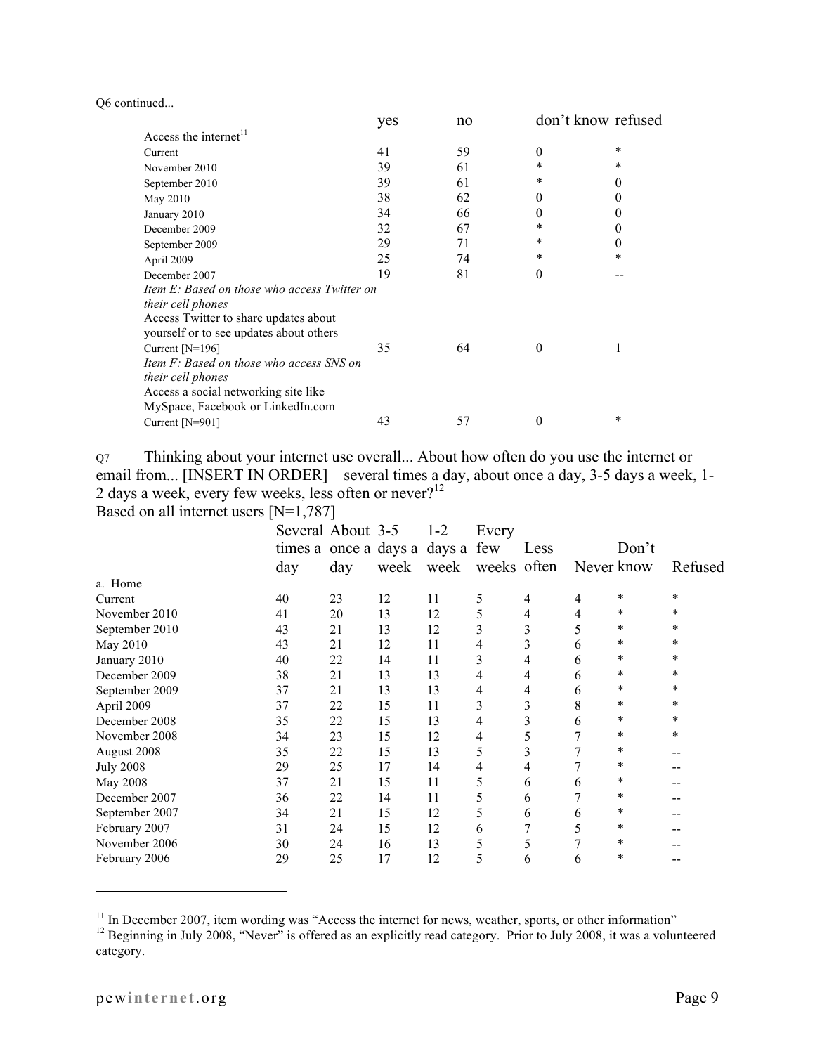Q6 continued...

| | yes | no | don't know | refused |
|---|---|---|---|---|
| Access the internet[11] | | | | |
| Current | 41 | 59 | 0 | * |
| November 2010 | 39 | 61 | * | * |
| September 2010 | 39 | 61 | * | 0 |
| May 2010 | 38 | 62 | 0 | 0 |
| January 2010 | 34 | 66 | 0 | 0 |
| December 2009 | 32 | 67 | * | 0 |
| September 2009 | 29 | 71 | * | 0 |
| April 2009 | 25 | 74 | * | * |
| December 2007 | 19 | 81 | 0 | -- |
| *Item E: Based on those who access Twitter on their cell phones* | | | | |
| Access Twitter to share updates about yourself or to see updates about others | | | | |
| Current [N=196] | 35 | 64 | 0 | 1 |
| *Item F: Based on those who access SNS on their cell phones* | | | | |
| Access a social networking site like MySpace, Facebook or LinkedIn.com | | | | |
| Current [N=901] | 43 | 57 | 0 | * |

Q7 Thinking about your internet use overall... About how often do you use the internet or email from... [INSERT IN ORDER] – several times a day, about once a day, 3-5 days a week, 1-2 days a week, every few weeks, less often or never?[12]

Based on all internet users [N=1,787]

| | Several times a day | About once a day | 3-5 days a week | 1-2 days a week | Every few weeks | Less often | Never | Don't know | Refused |
|---|---|---|---|---|---|---|---|---|---|
| a. Home | | | | | | | | | |
| Current | 40 | 23 | 12 | 11 | 5 | 4 | 4 | * | * |
| November 2010 | 41 | 20 | 13 | 12 | 5 | 4 | 4 | * | * |
| September 2010 | 43 | 21 | 13 | 12 | 3 | 3 | 5 | * | * |
| May 2010 | 43 | 21 | 12 | 11 | 4 | 3 | 6 | * | * |
| January 2010 | 40 | 22 | 14 | 11 | 3 | 4 | 6 | * | * |
| December 2009 | 38 | 21 | 13 | 13 | 4 | 4 | 6 | * | * |
| September 2009 | 37 | 21 | 13 | 13 | 4 | 4 | 6 | * | * |
| April 2009 | 37 | 22 | 15 | 11 | 3 | 3 | 8 | * | * |
| December 2008 | 35 | 22 | 15 | 13 | 4 | 3 | 6 | * | * |
| November 2008 | 34 | 23 | 15 | 12 | 4 | 5 | 7 | * | * |
| August 2008 | 35 | 22 | 15 | 13 | 5 | 3 | 7 | * | -- |
| July 2008 | 29 | 25 | 17 | 14 | 4 | 4 | 7 | * | -- |
| May 2008 | 37 | 21 | 15 | 11 | 5 | 6 | 6 | * | -- |
| December 2007 | 36 | 22 | 14 | 11 | 5 | 6 | 7 | * | -- |
| September 2007 | 34 | 21 | 15 | 12 | 5 | 6 | 6 | * | -- |
| February 2007 | 31 | 24 | 15 | 12 | 6 | 7 | 5 | * | -- |
| November 2006 | 30 | 24 | 16 | 13 | 5 | 5 | 7 | * | -- |
| February 2006 | 29 | 25 | 17 | 12 | 5 | 6 | 6 | * | -- |

[11] In December 2007, item wording was "Access the internet for news, weather, sports, or other information"

[12] Beginning in July 2008, "Never" is offered as an explicitly read category. Prior to July 2008, it was a volunteered category.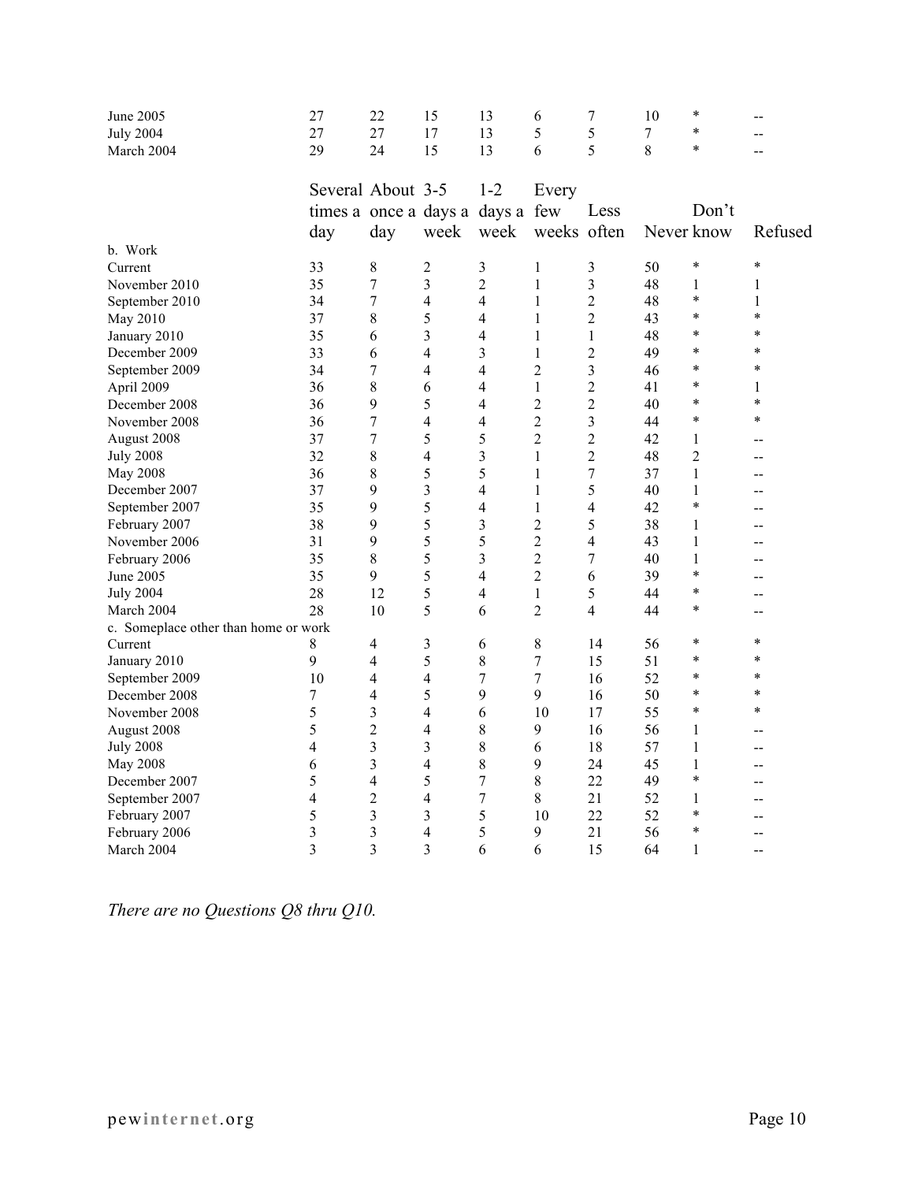| | Several times a day | About once a day | 3-5 days a week | 1-2 days a week | Every few weeks | Less often | Never | Don't know | Refused |
|---|---|---|---|---|---|---|---|---|---|
| June 2005 | 27 | 22 | 15 | 13 | 6 | 7 | 10 | * | -- |
| July 2004 | 27 | 27 | 17 | 13 | 5 | 5 | 7 | * | -- |
| March 2004 | 29 | 24 | 15 | 13 | 6 | 5 | 8 | * | -- |

| | Several times a day | About once a day | 3-5 days a week | 1-2 days a week | Every few weeks | Less often | Never | Don't know | Refused |
|---|---|---|---|---|---|---|---|---|---|
| b. Work | | | | | | | | | |
| Current | 33 | 8 | 2 | 3 | 1 | 3 | 50 | * | * |
| November 2010 | 35 | 7 | 3 | 2 | 1 | 3 | 48 | 1 | 1 |
| September 2010 | 34 | 7 | 4 | 4 | 1 | 2 | 48 | * | 1 |
| May 2010 | 37 | 8 | 5 | 4 | 1 | 2 | 43 | * | * |
| January 2010 | 35 | 6 | 3 | 4 | 1 | 1 | 48 | * | * |
| December 2009 | 33 | 6 | 4 | 3 | 1 | 2 | 49 | * | * |
| September 2009 | 34 | 7 | 4 | 4 | 2 | 3 | 46 | * | * |
| April 2009 | 36 | 8 | 6 | 4 | 1 | 2 | 41 | * | 1 |
| December 2008 | 36 | 9 | 5 | 4 | 2 | 2 | 40 | * | * |
| November 2008 | 36 | 7 | 4 | 4 | 2 | 3 | 44 | * | * |
| August 2008 | 37 | 7 | 5 | 5 | 2 | 2 | 42 | 1 | -- |
| July 2008 | 32 | 8 | 4 | 3 | 1 | 2 | 48 | 2 | -- |
| May 2008 | 36 | 8 | 5 | 5 | 1 | 7 | 37 | 1 | -- |
| December 2007 | 37 | 9 | 3 | 4 | 1 | 5 | 40 | 1 | -- |
| September 2007 | 35 | 9 | 5 | 4 | 1 | 4 | 42 | * | -- |
| February 2007 | 38 | 9 | 5 | 3 | 2 | 5 | 38 | 1 | -- |
| November 2006 | 31 | 9 | 5 | 5 | 2 | 4 | 43 | 1 | -- |
| February 2006 | 35 | 8 | 5 | 3 | 2 | 7 | 40 | 1 | -- |
| June 2005 | 35 | 9 | 5 | 4 | 2 | 6 | 39 | * | -- |
| July 2004 | 28 | 12 | 5 | 4 | 1 | 5 | 44 | * | -- |
| March 2004 | 28 | 10 | 5 | 6 | 2 | 4 | 44 | * | -- |
| c. Someplace other than home or work | | | | | | | | | |
| Current | 8 | 4 | 3 | 6 | 8 | 14 | 56 | * | * |
| January 2010 | 9 | 4 | 5 | 8 | 7 | 15 | 51 | * | * |
| September 2009 | 10 | 4 | 4 | 7 | 7 | 16 | 52 | * | * |
| December 2008 | 7 | 4 | 5 | 9 | 9 | 16 | 50 | * | * |
| November 2008 | 5 | 3 | 4 | 6 | 10 | 17 | 55 | * | * |
| August 2008 | 5 | 2 | 4 | 8 | 9 | 16 | 56 | 1 | -- |
| July 2008 | 4 | 3 | 3 | 8 | 6 | 18 | 57 | 1 | -- |
| May 2008 | 6 | 3 | 4 | 8 | 9 | 24 | 45 | 1 | -- |
| December 2007 | 5 | 4 | 5 | 7 | 8 | 22 | 49 | * | -- |
| September 2007 | 4 | 2 | 4 | 7 | 8 | 21 | 52 | 1 | -- |
| February 2007 | 5 | 3 | 3 | 5 | 10 | 22 | 52 | * | -- |
| February 2006 | 3 | 3 | 4 | 5 | 9 | 21 | 56 | * | -- |
| March 2004 | 3 | 3 | 3 | 6 | 6 | 15 | 64 | 1 | -- |

*There are no Questions Q8 thru Q10.*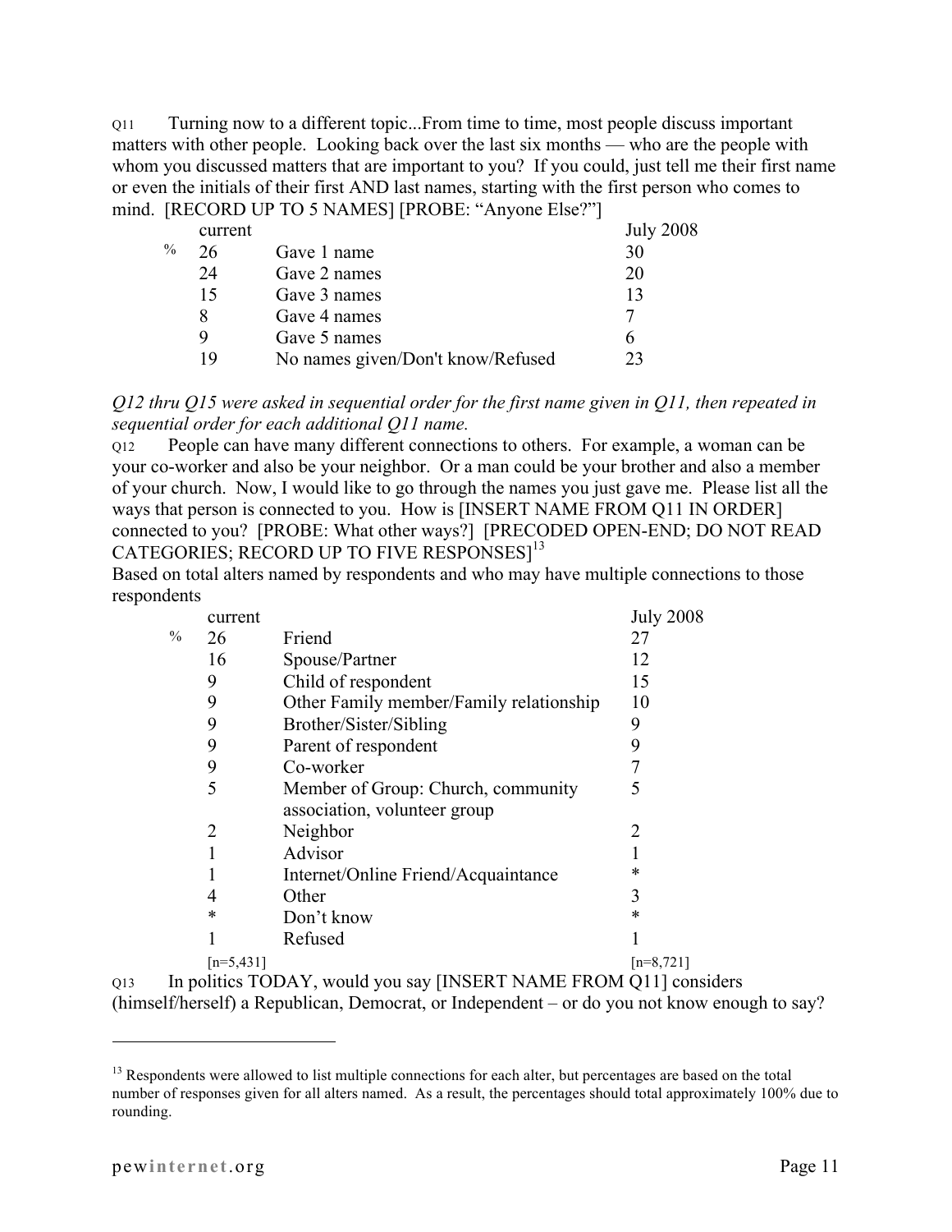Q11 Turning now to a different topic...From time to time, most people discuss important matters with other people. Looking back over the last six months — who are the people with whom you discussed matters that are important to you? If you could, just tell me their first name or even the initials of their first AND last names, starting with the first person who comes to mind. [RECORD UP TO 5 NAMES] [PROBE: "Anyone Else?"]

| | current | | July 2008 |
|---|---|---|---|
| % | 26 | Gave 1 name | 30 |
| | 24 | Gave 2 names | 20 |
| | 15 | Gave 3 names | 13 |
| | 8 | Gave 4 names | 7 |
| | 9 | Gave 5 names | 6 |
| | 19 | No names given/Don't know/Refused | 23 |

*Q12 thru Q15 were asked in sequential order for the first name given in Q11, then repeated in sequential order for each additional Q11 name.*

Q12 People can have many different connections to others. For example, a woman can be your co-worker and also be your neighbor. Or a man could be your brother and also a member of your church. Now, I would like to go through the names you just gave me. Please list all the ways that person is connected to you. How is [INSERT NAME FROM Q11 IN ORDER] connected to you? [PROBE: What other ways?] [PRECODED OPEN-END; DO NOT READ CATEGORIES; RECORD UP TO FIVE RESPONSES][13]

Based on total alters named by respondents and who may have multiple connections to those respondents

| | current | | July 2008 |
|---|---|---|---|
| % | 26 | Friend | 27 |
| | 16 | Spouse/Partner | 12 |
| | 9 | Child of respondent | 15 |
| | 9 | Other Family member/Family relationship | 10 |
| | 9 | Brother/Sister/Sibling | 9 |
| | 9 | Parent of respondent | 9 |
| | 9 | Co-worker | 7 |
| | 5 | Member of Group: Church, community association, volunteer group | 5 |
| | 2 | Neighbor | 2 |
| | 1 | Advisor | 1 |
| | 1 | Internet/Online Friend/Acquaintance | * |
| | 4 | Other | 3 |
| | * | Don't know | * |
| | 1 | Refused | 1 |
| | [n=5,431] | | [n=8,721] |

Q13 In politics TODAY, would you say [INSERT NAME FROM Q11] considers (himself/herself) a Republican, Democrat, or Independent – or do you not know enough to say?

[13] Respondents were allowed to list multiple connections for each alter, but percentages are based on the total number of responses given for all alters named. As a result, the percentages should total approximately 100% due to rounding.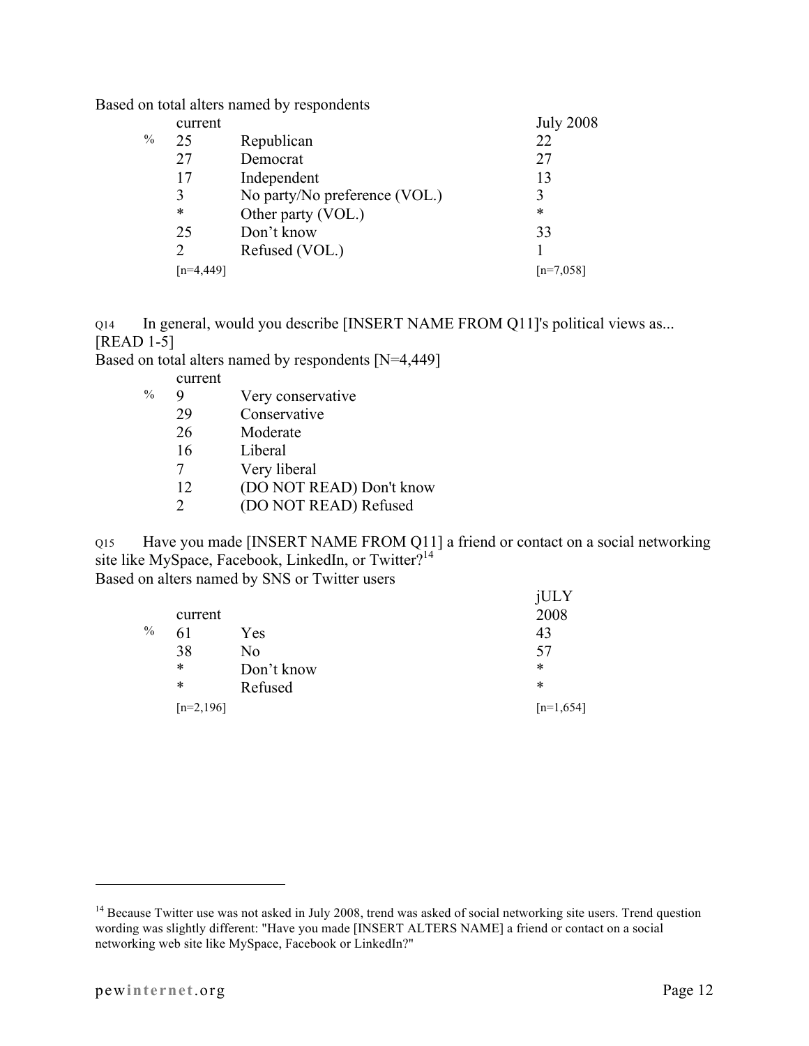Based on total alters named by respondents

| % | current | | July 2008 |
|---|---|---|---|
| | 25 | Republican | 22 |
| | 27 | Democrat | 27 |
| | 17 | Independent | 13 |
| | 3 | No party/No preference (VOL.) | 3 |
| | * | Other party (VOL.) | * |
| | 25 | Don't know | 33 |
| | 2 | Refused (VOL.) | 1 |
| | [n=4,449] | | [n=7,058] |

Q14 In general, would you describe [INSERT NAME FROM Q11]'s political views as... [READ 1-5]

Based on total alters named by respondents [N=4,449]

| % | current | |
|---|---|---|
| | 9 | Very conservative |
| | 29 | Conservative |
| | 26 | Moderate |
| | 16 | Liberal |
| | 7 | Very liberal |
| | 12 | (DO NOT READ) Don't know |
| | 2 | (DO NOT READ) Refused |

Q15 Have you made [INSERT NAME FROM Q11] a friend or contact on a social networking site like MySpace, Facebook, LinkedIn, or Twitter?[14]

Based on alters named by SNS or Twitter users

| % | current | | jULY 2008 |
|---|---|---|---|
| | 61 | Yes | 43 |
| | 38 | No | 57 |
| | * | Don't know | * |
| | * | Refused | * |
| | [n=2,196] | | [n=1,654] |

[14] Because Twitter use was not asked in July 2008, trend was asked of social networking site users. Trend question wording was slightly different: "Have you made [INSERT ALTERS NAME] a friend or contact on a social networking web site like MySpace, Facebook or LinkedIn?"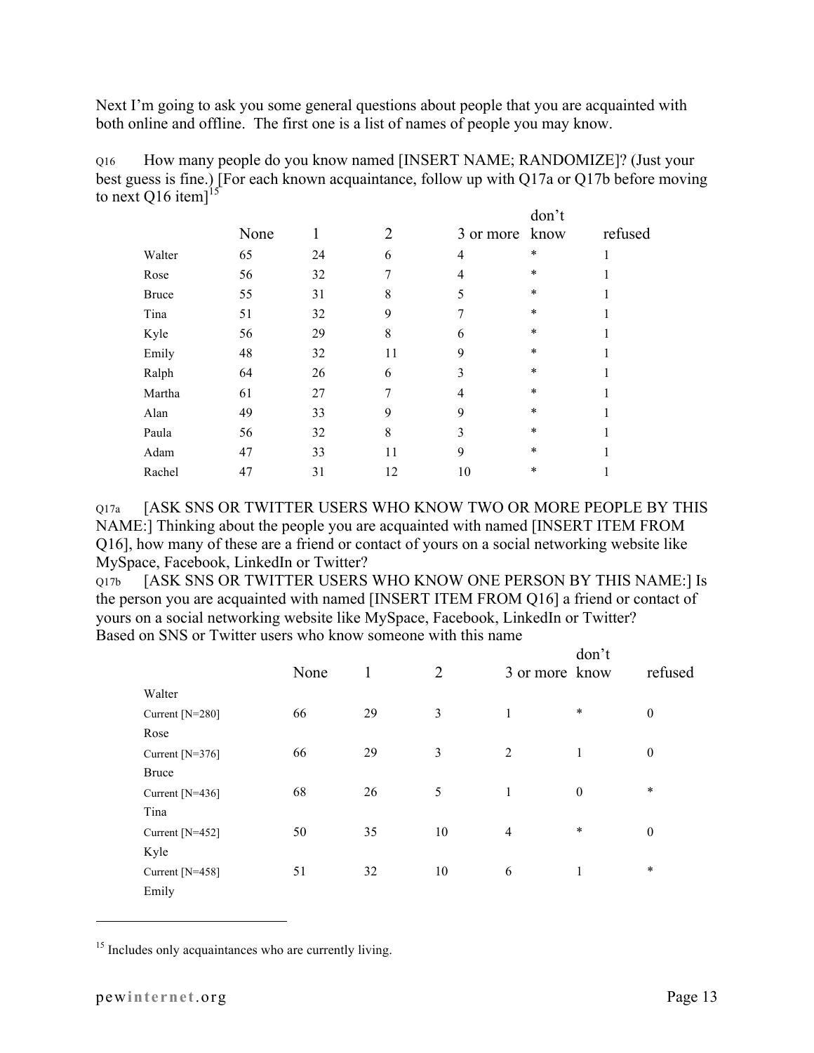Next I'm going to ask you some general questions about people that you are acquainted with both online and offline. The first one is a list of names of people you may know.

Q16 How many people do you know named [INSERT NAME; RANDOMIZE]? (Just your best guess is fine.) [For each known acquaintance, follow up with Q17a or Q17b before moving to next Q16 item][15]

| | None | 1 | 2 | 3 or more | don't know | refused |
|---|---|---|---|---|---|---|
| Walter | 65 | 24 | 6 | 4 | * | 1 |
| Rose | 56 | 32 | 7 | 4 | * | 1 |
| Bruce | 55 | 31 | 8 | 5 | * | 1 |
| Tina | 51 | 32 | 9 | 7 | * | 1 |
| Kyle | 56 | 29 | 8 | 6 | * | 1 |
| Emily | 48 | 32 | 11 | 9 | * | 1 |
| Ralph | 64 | 26 | 6 | 3 | * | 1 |
| Martha | 61 | 27 | 7 | 4 | * | 1 |
| Alan | 49 | 33 | 9 | 9 | * | 1 |
| Paula | 56 | 32 | 8 | 3 | * | 1 |
| Adam | 47 | 33 | 11 | 9 | * | 1 |
| Rachel | 47 | 31 | 12 | 10 | * | 1 |

Q17a [ASK SNS OR TWITTER USERS WHO KNOW TWO OR MORE PEOPLE BY THIS NAME:] Thinking about the people you are acquainted with named [INSERT ITEM FROM Q16], how many of these are a friend or contact of yours on a social networking website like MySpace, Facebook, LinkedIn or Twitter?

Q17b [ASK SNS OR TWITTER USERS WHO KNOW ONE PERSON BY THIS NAME:] Is the person you are acquainted with named [INSERT ITEM FROM Q16] a friend or contact of yours on a social networking website like MySpace, Facebook, LinkedIn or Twitter?

Based on SNS or Twitter users who know someone with this name

| | None | 1 | 2 | 3 or more | don't know | refused |
|---|---|---|---|---|---|---|
| Walter | | | | | | |
| Current [N=280] | 66 | 29 | 3 | 1 | * | 0 |
| Rose | | | | | | |
| Current [N=376] | 66 | 29 | 3 | 2 | 1 | 0 |
| Bruce | | | | | | |
| Current [N=436] | 68 | 26 | 5 | 1 | 0 | * |
| Tina | | | | | | |
| Current [N=452] | 50 | 35 | 10 | 4 | * | 0 |
| Kyle | | | | | | |
| Current [N=458] | 51 | 32 | 10 | 6 | 1 | * |
| Emily | | | | | | |

[15] Includes only acquaintances who are currently living.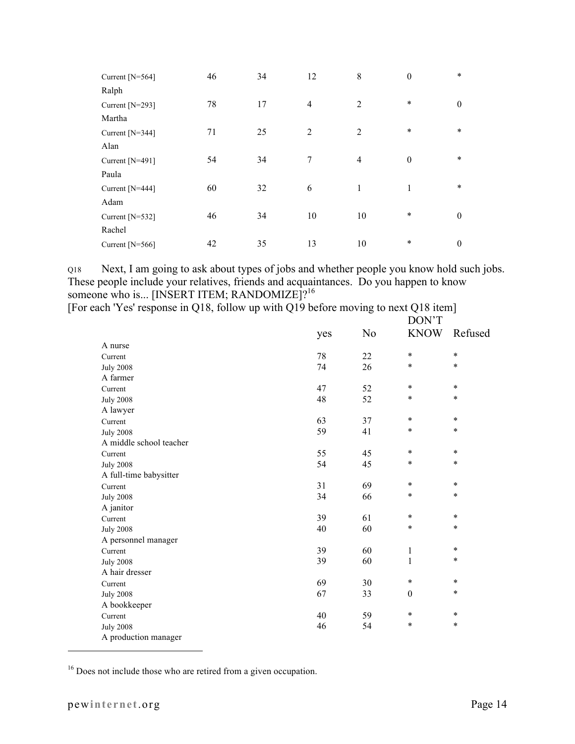| | | | | | | |
|---|---|---|---|---|---|---|
| Current [N=564] | 46 | 34 | 12 | 8 | 0 | * |
| Ralph | | | | | | |
| Current [N=293] | 78 | 17 | 4 | 2 | * | 0 |
| Martha | | | | | | |
| Current [N=344] | 71 | 25 | 2 | 2 | * | * |
| Alan | | | | | | |
| Current [N=491] | 54 | 34 | 7 | 4 | 0 | * |
| Paula | | | | | | |
| Current [N=444] | 60 | 32 | 6 | 1 | 1 | * |
| Adam | | | | | | |
| Current [N=532] | 46 | 34 | 10 | 10 | * | 0 |
| Rachel | | | | | | |
| Current [N=566] | 42 | 35 | 13 | 10 | * | 0 |

Q18 Next, I am going to ask about types of jobs and whether people you know hold such jobs. These people include your relatives, friends and acquaintances. Do you happen to know someone who is... [INSERT ITEM; RANDOMIZE]?[16]

[For each 'Yes' response in Q18, follow up with Q19 before moving to next Q18 item]

| | yes | No | DON'T KNOW | Refused |
|---|---|---|---|---|
| A nurse | | | | |
| Current | 78 | 22 | * | * |
| July 2008 | 74 | 26 | * | * |
| A farmer | | | | |
| Current | 47 | 52 | * | * |
| July 2008 | 48 | 52 | * | * |
| A lawyer | | | | |
| Current | 63 | 37 | * | * |
| July 2008 | 59 | 41 | * | * |
| A middle school teacher | | | | |
| Current | 55 | 45 | * | * |
| July 2008 | 54 | 45 | * | * |
| A full-time babysitter | | | | |
| Current | 31 | 69 | * | * |
| July 2008 | 34 | 66 | * | * |
| A janitor | | | | |
| Current | 39 | 61 | * | * |
| July 2008 | 40 | 60 | * | * |
| A personnel manager | | | | |
| Current | 39 | 60 | 1 | * |
| July 2008 | 39 | 60 | 1 | * |
| A hair dresser | | | | |
| Current | 69 | 30 | * | * |
| July 2008 | 67 | 33 | 0 | * |
| A bookkeeper | | | | |
| Current | 40 | 59 | * | * |
| July 2008 | 46 | 54 | * | * |
| A production manager | | | | |

[16] Does not include those who are retired from a given occupation.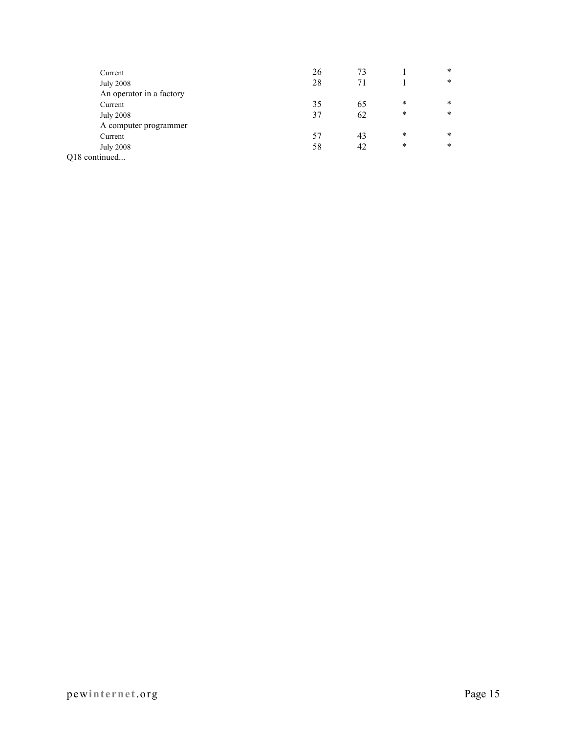| | | | | |
|---|---|---|---|---|
| Current | 26 | 73 | 1 | * |
| July 2008 | 28 | 71 | 1 | * |
| An operator in a factory | | | | |
| Current | 35 | 65 | * | * |
| July 2008 | 37 | 62 | * | * |
| A computer programmer | | | | |
| Current | 57 | 43 | * | * |
| July 2008 | 58 | 42 | * | * |

Q18 continued...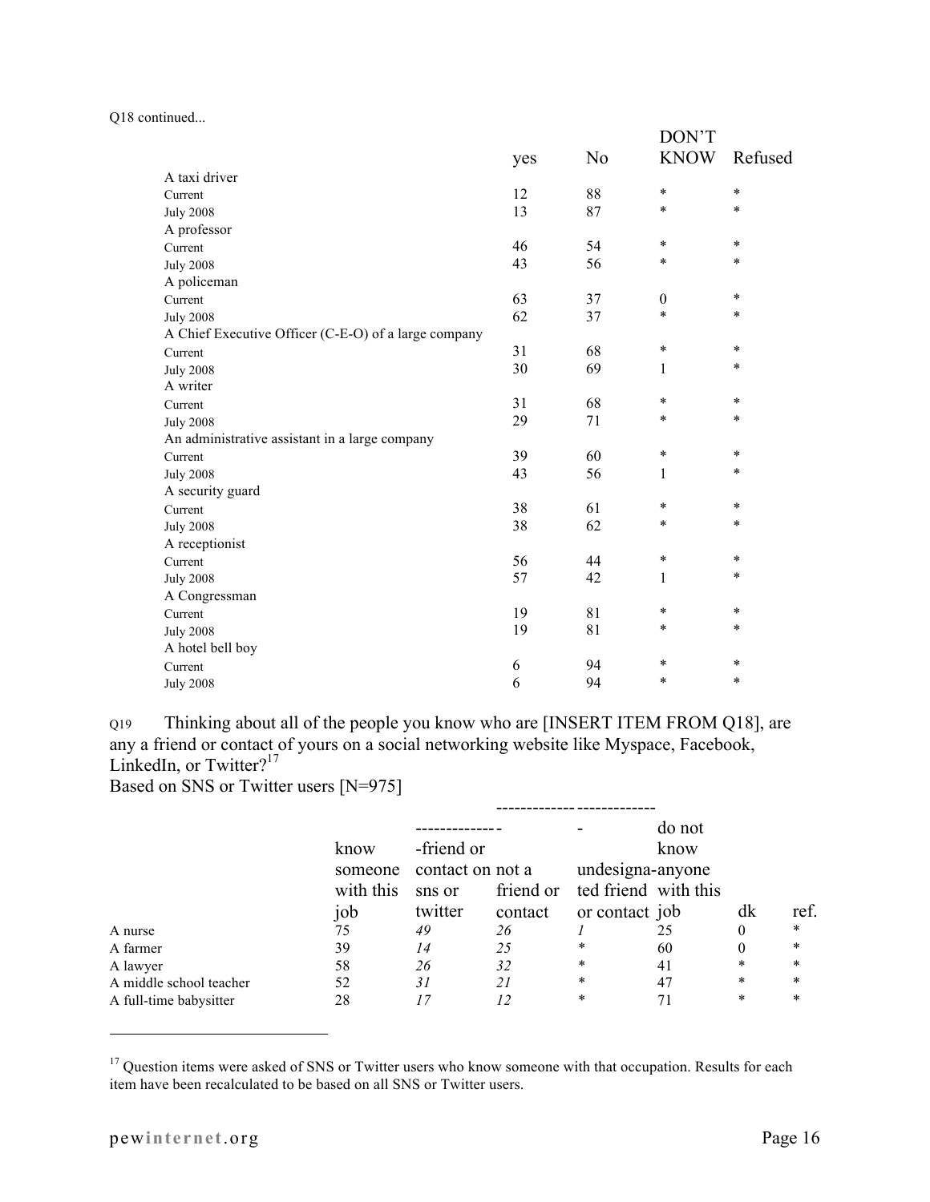Q18 continued...

| | yes | No | DON'T KNOW | Refused |
|---|---|---|---|---|
| A taxi driver | | | | |
| Current | 12 | 88 | * | * |
| July 2008 | 13 | 87 | * | * |
| A professor | | | | |
| Current | 46 | 54 | * | * |
| July 2008 | 43 | 56 | * | * |
| A policeman | | | | |
| Current | 63 | 37 | 0 | * |
| July 2008 | 62 | 37 | * | * |
| A Chief Executive Officer (C-E-O) of a large company | | | | |
| Current | 31 | 68 | * | * |
| July 2008 | 30 | 69 | 1 | * |
| A writer | | | | |
| Current | 31 | 68 | * | * |
| July 2008 | 29 | 71 | * | * |
| An administrative assistant in a large company | | | | |
| Current | 39 | 60 | * | * |
| July 2008 | 43 | 56 | 1 | * |
| A security guard | | | | |
| Current | 38 | 61 | * | * |
| July 2008 | 38 | 62 | * | * |
| A receptionist | | | | |
| Current | 56 | 44 | * | * |
| July 2008 | 57 | 42 | 1 | * |
| A Congressman | | | | |
| Current | 19 | 81 | * | * |
| July 2008 | 19 | 81 | * | * |
| A hotel bell boy | | | | |
| Current | 6 | 94 | * | * |
| July 2008 | 6 | 94 | * | * |

Q19 Thinking about all of the people you know who are [INSERT ITEM FROM Q18], are any a friend or contact of yours on a social networking website like Myspace, Facebook, LinkedIn, or Twitter?[17]

Based on SNS or Twitter users [N=975]

| | know someone with this job | -friend or contact on sns or twitter | not a friend or contact | undesignated friend or contact | do not know anyone with this job | dk | ref. |
|---|---|---|---|---|---|---|---|
| A nurse | 75 | *49* | *26* | *1* | 25 | 0 | * |
| A farmer | 39 | *14* | *25* | * | 60 | 0 | * |
| A lawyer | 58 | *26* | *32* | * | 41 | * | * |
| A middle school teacher | 52 | *31* | *21* | * | 47 | * | * |
| A full-time babysitter | 28 | *17* | *12* | * | 71 | * | * |

[17] Question items were asked of SNS or Twitter users who know someone with that occupation. Results for each item have been recalculated to be based on all SNS or Twitter users.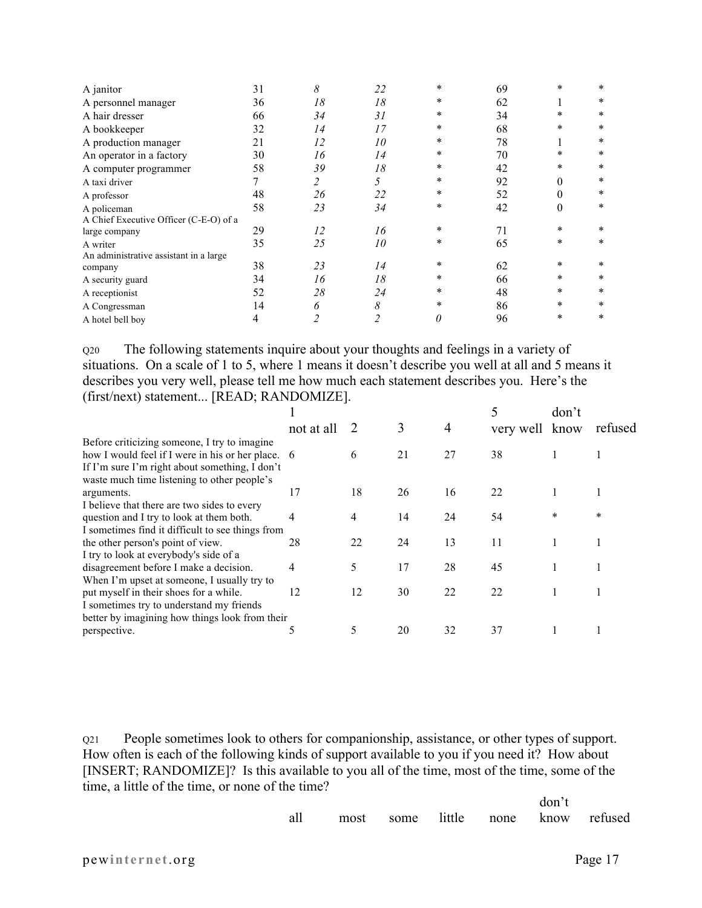| | | | | | | | |
|---|---|---|---|---|---|---|---|
| A janitor | 31 | *8* | *22* | * | 69 | * | * |
| A personnel manager | 36 | *18* | *18* | * | 62 | 1 | * |
| A hair dresser | 66 | *34* | *31* | * | 34 | * | * |
| A bookkeeper | 32 | *14* | *17* | * | 68 | * | * |
| A production manager | 21 | *12* | *10* | * | 78 | 1 | * |
| An operator in a factory | 30 | *16* | *14* | * | 70 | * | * |
| A computer programmer | 58 | *39* | *18* | * | 42 | * | * |
| A taxi driver | 7 | *2* | *5* | * | 92 | 0 | * |
| A professor | 48 | *26* | *22* | * | 52 | 0 | * |
| A policeman | 58 | *23* | *34* | * | 42 | 0 | * |
| A Chief Executive Officer (C-E-O) of a large company | 29 | *12* | *16* | * | 71 | * | * |
| A writer | 35 | *25* | *10* | * | 65 | * | * |
| An administrative assistant in a large company | 38 | *23* | *14* | * | 62 | * | * |
| A security guard | 34 | *16* | *18* | * | 66 | * | * |
| A receptionist | 52 | *28* | *24* | * | 48 | * | * |
| A Congressman | 14 | *6* | *8* | * | 86 | * | * |
| A hotel bell boy | 4 | *2* | *2* | *0* | 96 | * | * |

Q20 The following statements inquire about your thoughts and feelings in a variety of situations. On a scale of 1 to 5, where 1 means it doesn't describe you well at all and 5 means it describes you very well, please tell me how much each statement describes you. Here's the (first/next) statement... [READ; RANDOMIZE].

| | 1 not at all | 2 | 3 | 4 | 5 very well | don't know | refused |
|---|---|---|---|---|---|---|---|
| Before criticizing someone, I try to imagine how I would feel if I were in his or her place. | 6 | 6 | 21 | 27 | 38 | 1 | 1 |
| If I'm sure I'm right about something, I don't waste much time listening to other people's arguments. | 17 | 18 | 26 | 16 | 22 | 1 | 1 |
| I believe that there are two sides to every question and I try to look at them both. | 4 | 4 | 14 | 24 | 54 | * | * |
| I sometimes find it difficult to see things from the other person's point of view. | 28 | 22 | 24 | 13 | 11 | 1 | 1 |
| I try to look at everybody's side of a disagreement before I make a decision. | 4 | 5 | 17 | 28 | 45 | 1 | 1 |
| When I'm upset at someone, I usually try to put myself in their shoes for a while. | 12 | 12 | 30 | 22 | 22 | 1 | 1 |
| I sometimes try to understand my friends better by imagining how things look from their perspective. | 5 | 5 | 20 | 32 | 37 | 1 | 1 |

Q21 People sometimes look to others for companionship, assistance, or other types of support. How often is each of the following kinds of support available to you if you need it? How about [INSERT; RANDOMIZE]? Is this available to you all of the time, most of the time, some of the time, a little of the time, or none of the time?

| | all | most | some | little | none | don't know | refused |
|---|---|---|---|---|---|---|---|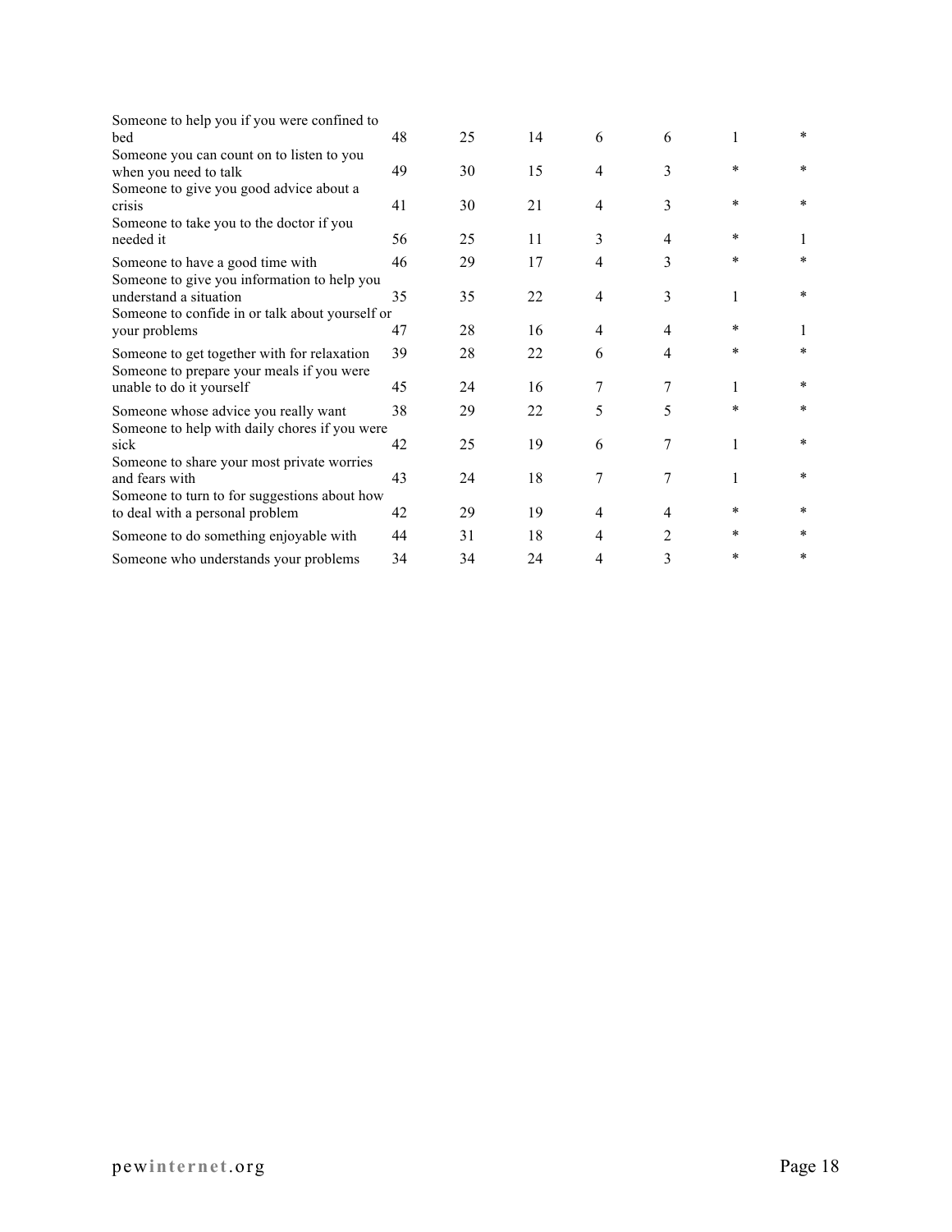| | | | | | | | |
|---|---|---|---|---|---|---|---|
| Someone to help you if you were confined to bed | 48 | 25 | 14 | 6 | 6 | 1 | * |
| Someone you can count on to listen to you when you need to talk | 49 | 30 | 15 | 4 | 3 | * | * |
| Someone to give you good advice about a crisis | 41 | 30 | 21 | 4 | 3 | * | * |
| Someone to take you to the doctor if you needed it | 56 | 25 | 11 | 3 | 4 | * | 1 |
| Someone to have a good time with | 46 | 29 | 17 | 4 | 3 | * | * |
| Someone to give you information to help you understand a situation | 35 | 35 | 22 | 4 | 3 | 1 | * |
| Someone to confide in or talk about yourself or your problems | 47 | 28 | 16 | 4 | 4 | * | 1 |
| Someone to get together with for relaxation | 39 | 28 | 22 | 6 | 4 | * | * |
| Someone to prepare your meals if you were unable to do it yourself | 45 | 24 | 16 | 7 | 7 | 1 | * |
| Someone whose advice you really want | 38 | 29 | 22 | 5 | 5 | * | * |
| Someone to help with daily chores if you were sick | 42 | 25 | 19 | 6 | 7 | 1 | * |
| Someone to share your most private worries and fears with | 43 | 24 | 18 | 7 | 7 | 1 | * |
| Someone to turn to for suggestions about how to deal with a personal problem | 42 | 29 | 19 | 4 | 4 | * | * |
| Someone to do something enjoyable with | 44 | 31 | 18 | 4 | 2 | * | * |
| Someone who understands your problems | 34 | 34 | 24 | 4 | 3 | * | * |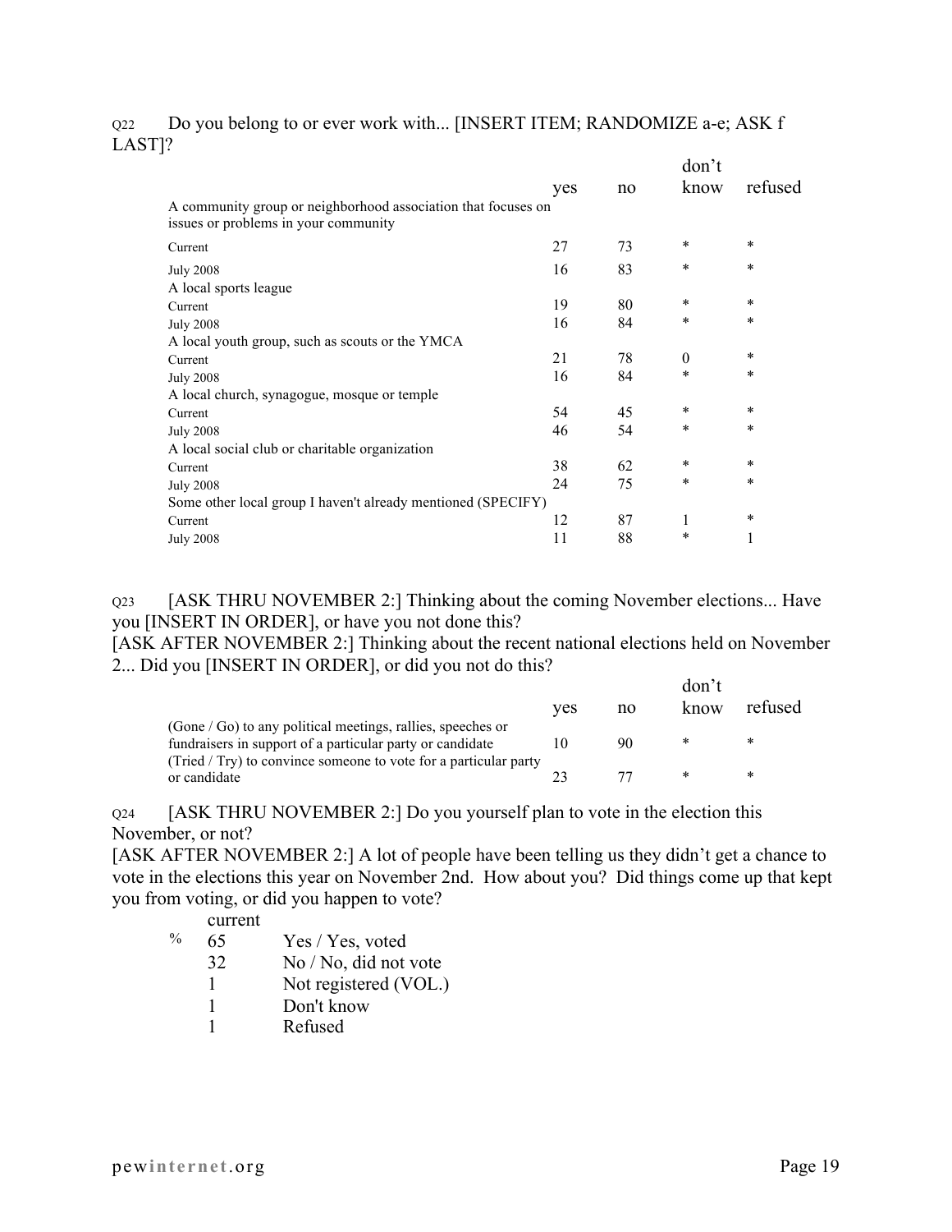Q22 Do you belong to or ever work with... [INSERT ITEM; RANDOMIZE a-e; ASK f LAST]?

| | yes | no | don't know | refused |
|---|---|---|---|---|
| A community group or neighborhood association that focuses on issues or problems in your community | | | | |
| Current | 27 | 73 | * | * |
| July 2008 | 16 | 83 | * | * |
| A local sports league | | | | |
| Current | 19 | 80 | * | * |
| July 2008 | 16 | 84 | * | * |
| A local youth group, such as scouts or the YMCA | | | | |
| Current | 21 | 78 | 0 | * |
| July 2008 | 16 | 84 | * | * |
| A local church, synagogue, mosque or temple | | | | |
| Current | 54 | 45 | * | * |
| July 2008 | 46 | 54 | * | * |
| A local social club or charitable organization | | | | |
| Current | 38 | 62 | * | * |
| July 2008 | 24 | 75 | * | * |
| Some other local group I haven't already mentioned (SPECIFY) | | | | |
| Current | 12 | 87 | 1 | * |
| July 2008 | 11 | 88 | * | 1 |

Q23 [ASK THRU NOVEMBER 2:] Thinking about the coming November elections... Have you [INSERT IN ORDER], or have you not done this?
[ASK AFTER NOVEMBER 2:] Thinking about the recent national elections held on November 2... Did you [INSERT IN ORDER], or did you not do this?

| | yes | no | don't know | refused |
|---|---|---|---|---|
| (Gone / Go) to any political meetings, rallies, speeches or fundraisers in support of a particular party or candidate | 10 | 90 | * | * |
| (Tried / Try) to convince someone to vote for a particular party or candidate | 23 | 77 | * | * |

Q24 [ASK THRU NOVEMBER 2:] Do you yourself plan to vote in the election this November, or not?
[ASK AFTER NOVEMBER 2:] A lot of people have been telling us they didn't get a chance to vote in the elections this year on November 2nd. How about you? Did things come up that kept you from voting, or did you happen to vote?

| | current | |
|---|---|---|
| % | 65 | Yes / Yes, voted |
| | 32 | No / No, did not vote |
| | 1 | Not registered (VOL.) |
| | 1 | Don't know |
| | 1 | Refused |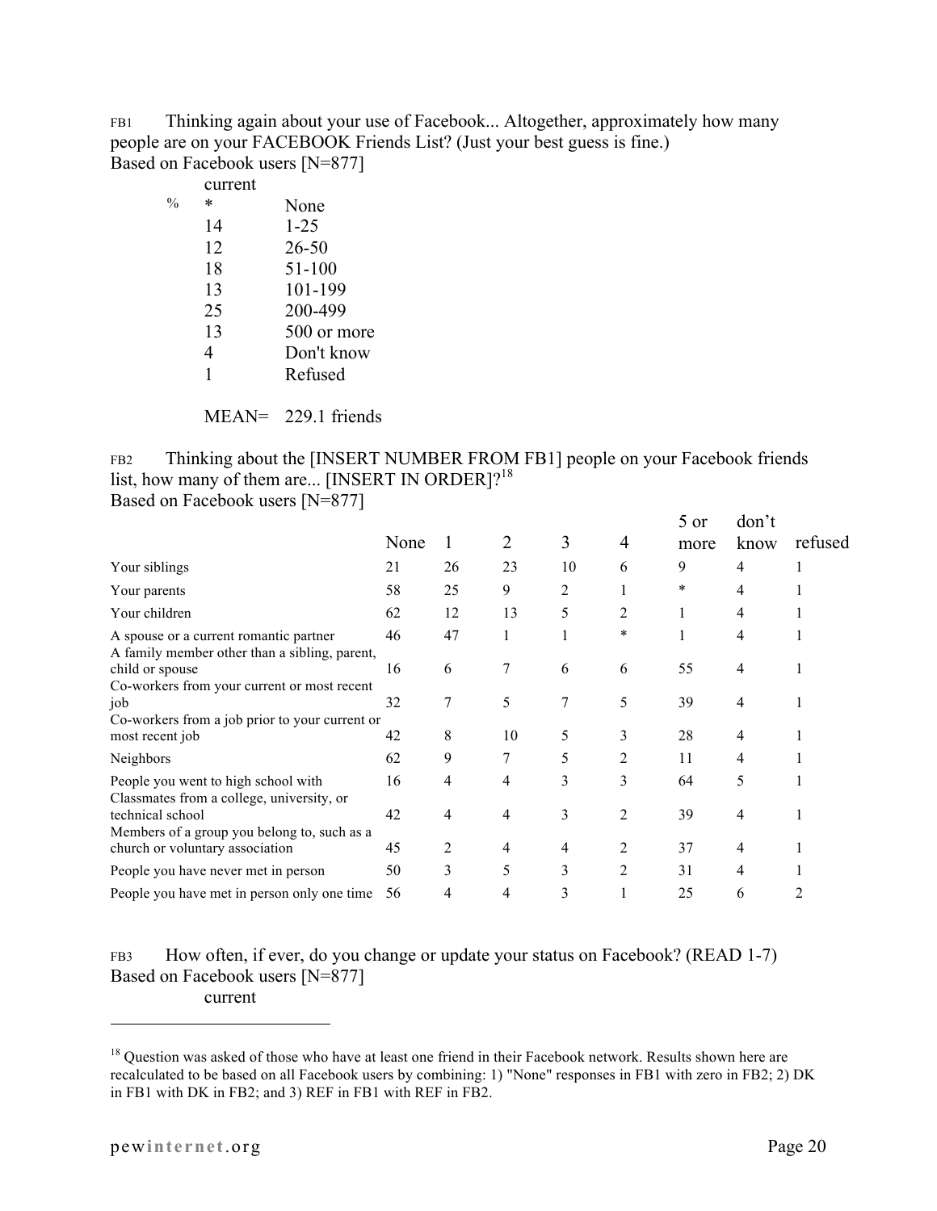FB1 Thinking again about your use of Facebook... Altogether, approximately how many people are on your FACEBOOK Friends List? (Just your best guess is fine.)
Based on Facebook users [N=877]

| | current | |
|---|---|---|
| % | * | None |
| | 14 | 1-25 |
| | 12 | 26-50 |
| | 18 | 51-100 |
| | 13 | 101-199 |
| | 25 | 200-499 |
| | 13 | 500 or more |
| | 4 | Don't know |
| | 1 | Refused |

MEAN= 229.1 friends

FB2 Thinking about the [INSERT NUMBER FROM FB1] people on your Facebook friends list, how many of them are... [INSERT IN ORDER]?[18]
Based on Facebook users [N=877]

| | None | 1 | 2 | 3 | 4 | 5 or more | don't know | refused |
|---|---|---|---|---|---|---|---|---|
| Your siblings | 21 | 26 | 23 | 10 | 6 | 9 | 4 | 1 |
| Your parents | 58 | 25 | 9 | 2 | 1 | * | 4 | 1 |
| Your children | 62 | 12 | 13 | 5 | 2 | 1 | 4 | 1 |
| A spouse or a current romantic partner | 46 | 47 | 1 | 1 | * | 1 | 4 | 1 |
| A family member other than a sibling, parent, child or spouse | 16 | 6 | 7 | 6 | 6 | 55 | 4 | 1 |
| Co-workers from your current or most recent job | 32 | 7 | 5 | 7 | 5 | 39 | 4 | 1 |
| Co-workers from a job prior to your current or most recent job | 42 | 8 | 10 | 5 | 3 | 28 | 4 | 1 |
| Neighbors | 62 | 9 | 7 | 5 | 2 | 11 | 4 | 1 |
| People you went to high school with | 16 | 4 | 4 | 3 | 3 | 64 | 5 | 1 |
| Classmates from a college, university, or technical school | 42 | 4 | 4 | 3 | 2 | 39 | 4 | 1 |
| Members of a group you belong to, such as a church or voluntary association | 45 | 2 | 4 | 4 | 2 | 37 | 4 | 1 |
| People you have never met in person | 50 | 3 | 5 | 3 | 2 | 31 | 4 | 1 |
| People you have met in person only one time | 56 | 4 | 4 | 3 | 1 | 25 | 6 | 2 |

FB3 How often, if ever, do you change or update your status on Facebook? (READ 1-7)
Based on Facebook users [N=877]

current

[18] Question was asked of those who have at least one friend in their Facebook network. Results shown here are recalculated to be based on all Facebook users by combining: 1) "None" responses in FB1 with zero in FB2; 2) DK in FB1 with DK in FB2; and 3) REF in FB1 with REF in FB2.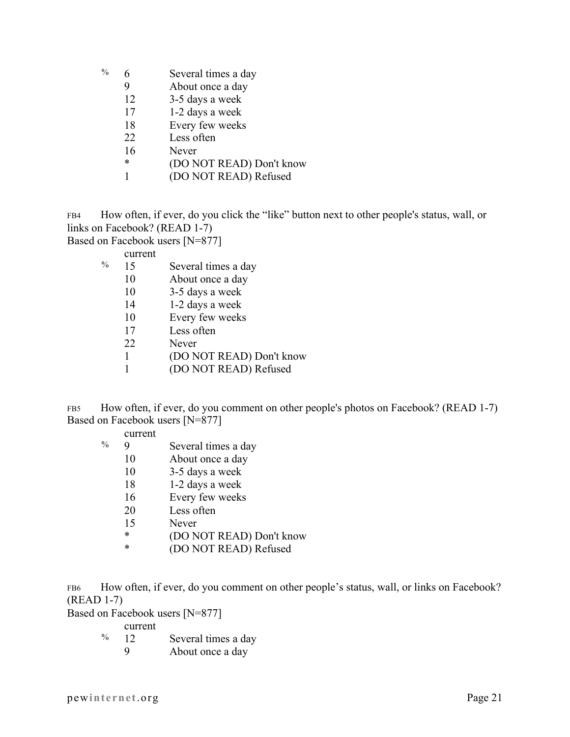| % | | |
|---|---|---|
| | 6 | Several times a day |
| | 9 | About once a day |
| | 12 | 3-5 days a week |
| | 17 | 1-2 days a week |
| | 18 | Every few weeks |
| | 22 | Less often |
| | 16 | Never |
| | * | (DO NOT READ) Don't know |
| | 1 | (DO NOT READ) Refused |

FB4 How often, if ever, do you click the "like" button next to other people's status, wall, or links on Facebook? (READ 1-7)
Based on Facebook users [N=877]

| | current | |
|---|---|---|
| % | 15 | Several times a day |
| | 10 | About once a day |
| | 10 | 3-5 days a week |
| | 14 | 1-2 days a week |
| | 10 | Every few weeks |
| | 17 | Less often |
| | 22 | Never |
| | 1 | (DO NOT READ) Don't know |
| | 1 | (DO NOT READ) Refused |

FB5 How often, if ever, do you comment on other people's photos on Facebook? (READ 1-7)
Based on Facebook users [N=877]

| | current | |
|---|---|---|
| % | 9 | Several times a day |
| | 10 | About once a day |
| | 10 | 3-5 days a week |
| | 18 | 1-2 days a week |
| | 16 | Every few weeks |
| | 20 | Less often |
| | 15 | Never |
| | * | (DO NOT READ) Don't know |
| | * | (DO NOT READ) Refused |

FB6 How often, if ever, do you comment on other people's status, wall, or links on Facebook? (READ 1-7)
Based on Facebook users [N=877]

| | current | |
|---|---|---|
| % | 12 | Several times a day |
| | 9 | About once a day |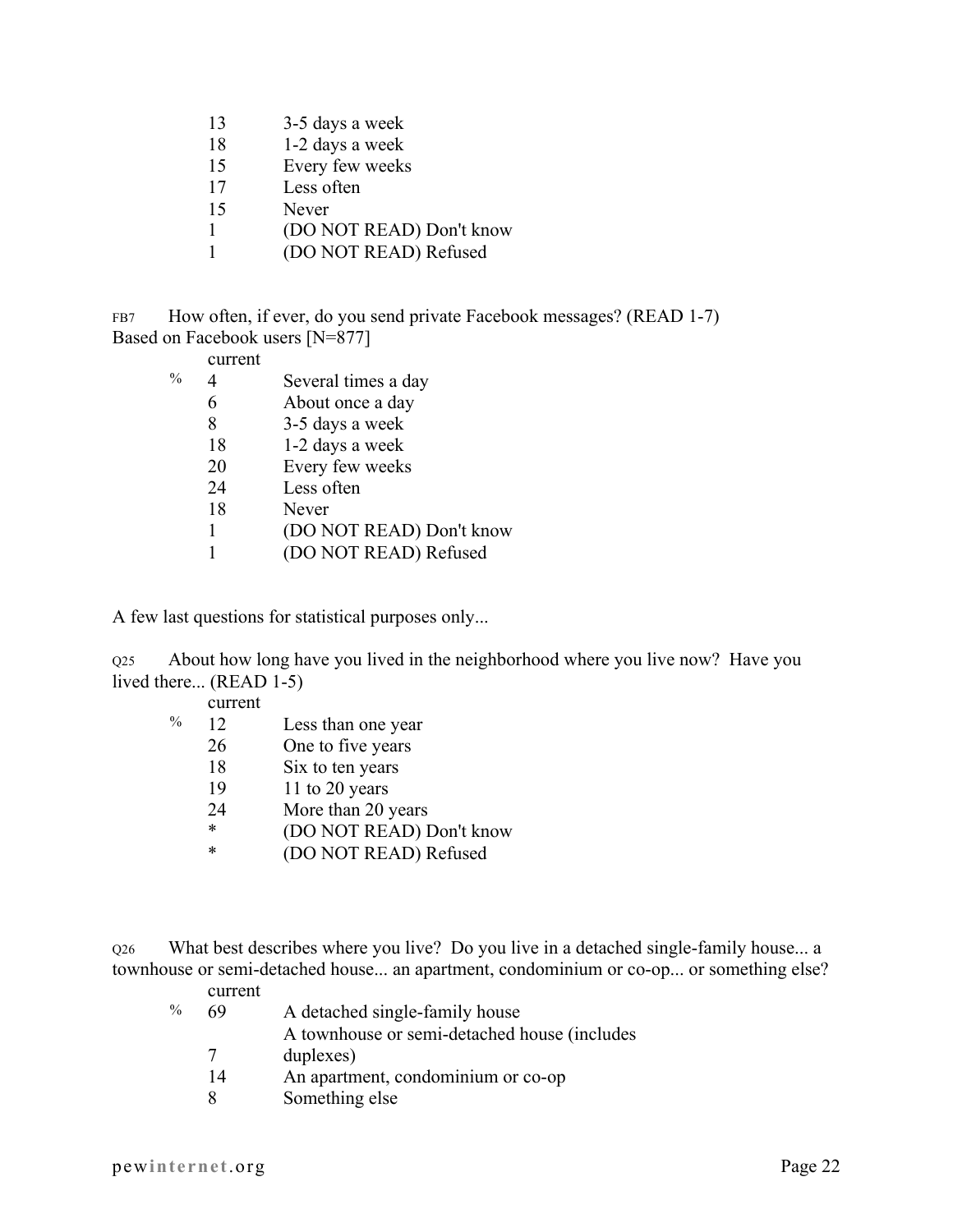| | |
|---|---|
| 13 | 3-5 days a week |
| 18 | 1-2 days a week |
| 15 | Every few weeks |
| 17 | Less often |
| 15 | Never |
| 1 | (DO NOT READ) Don't know |
| 1 | (DO NOT READ) Refused |

FB7 How often, if ever, do you send private Facebook messages? (READ 1-7)
Based on Facebook users [N=877]

| | current | |
|---|---|---|
| % | 4 | Several times a day |
| | 6 | About once a day |
| | 8 | 3-5 days a week |
| | 18 | 1-2 days a week |
| | 20 | Every few weeks |
| | 24 | Less often |
| | 18 | Never |
| | 1 | (DO NOT READ) Don't know |
| | 1 | (DO NOT READ) Refused |

A few last questions for statistical purposes only...

Q25 About how long have you lived in the neighborhood where you live now? Have you lived there... (READ 1-5)

| | current | |
|---|---|---|
| % | 12 | Less than one year |
| | 26 | One to five years |
| | 18 | Six to ten years |
| | 19 | 11 to 20 years |
| | 24 | More than 20 years |
| | * | (DO NOT READ) Don't know |
| | * | (DO NOT READ) Refused |

Q26 What best describes where you live? Do you live in a detached single-family house... a townhouse or semi-detached house... an apartment, condominium or co-op... or something else?

| | current | |
|---|---|---|
| % | 69 | A detached single-family house |
| | 7 | A townhouse or semi-detached house (includes duplexes) |
| | 14 | An apartment, condominium or co-op |
| | 8 | Something else |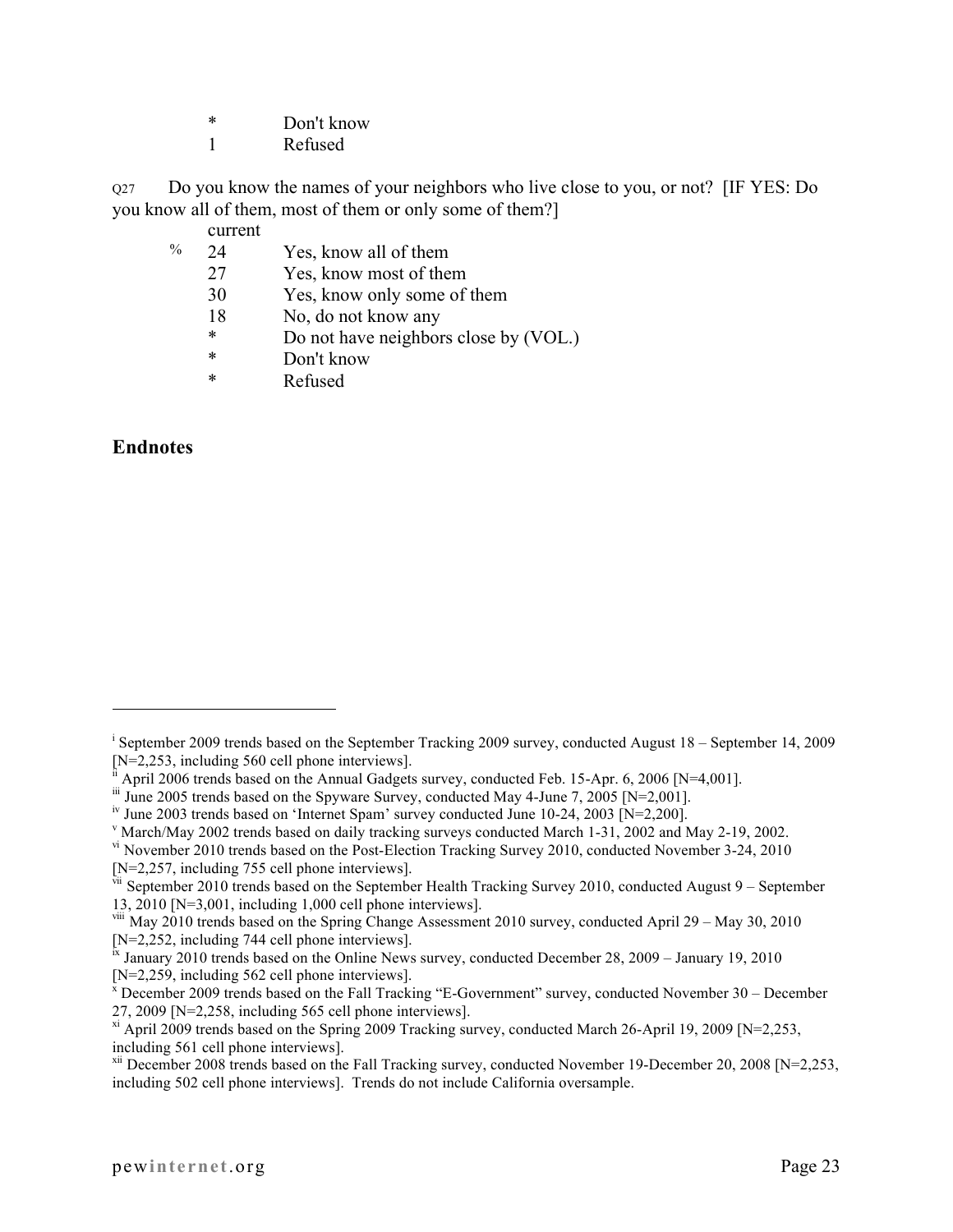| | |
|---|---|
| * | Don't know |
| 1 | Refused |

Q27 Do you know the names of your neighbors who live close to you, or not? [IF YES: Do you know all of them, most of them or only some of them?]

| | current | |
|---|---|---|
| % | 24 | Yes, know all of them |
| | 27 | Yes, know most of them |
| | 30 | Yes, know only some of them |
| | 18 | No, do not know any |
| | * | Do not have neighbors close by (VOL.) |
| | * | Don't know |
| | * | Refused |

## Endnotes

---

[i] September 2009 trends based on the September Tracking 2009 survey, conducted August 18 – September 14, 2009 [N=2,253, including 560 cell phone interviews].

[ii] April 2006 trends based on the Annual Gadgets survey, conducted Feb. 15-Apr. 6, 2006 [N=4,001].

[iii] June 2005 trends based on the Spyware Survey, conducted May 4-June 7, 2005 [N=2,001].

[iv] June 2003 trends based on 'Internet Spam' survey conducted June 10-24, 2003 [N=2,200].

[v] March/May 2002 trends based on daily tracking surveys conducted March 1-31, 2002 and May 2-19, 2002.

[vi] November 2010 trends based on the Post-Election Tracking Survey 2010, conducted November 3-24, 2010 [N=2,257, including 755 cell phone interviews].

[vii] September 2010 trends based on the September Health Tracking Survey 2010, conducted August 9 – September 13, 2010 [N=3,001, including 1,000 cell phone interviews].

[viii] May 2010 trends based on the Spring Change Assessment 2010 survey, conducted April 29 – May 30, 2010 [N=2,252, including 744 cell phone interviews].

[ix] January 2010 trends based on the Online News survey, conducted December 28, 2009 – January 19, 2010 [N=2,259, including 562 cell phone interviews].

[x] December 2009 trends based on the Fall Tracking "E-Government" survey, conducted November 30 – December 27, 2009 [N=2,258, including 565 cell phone interviews].

[xi] April 2009 trends based on the Spring 2009 Tracking survey, conducted March 26-April 19, 2009 [N=2,253, including 561 cell phone interviews].

[xii] December 2008 trends based on the Fall Tracking survey, conducted November 19-December 20, 2008 [N=2,253, including 502 cell phone interviews]. Trends do not include California oversample.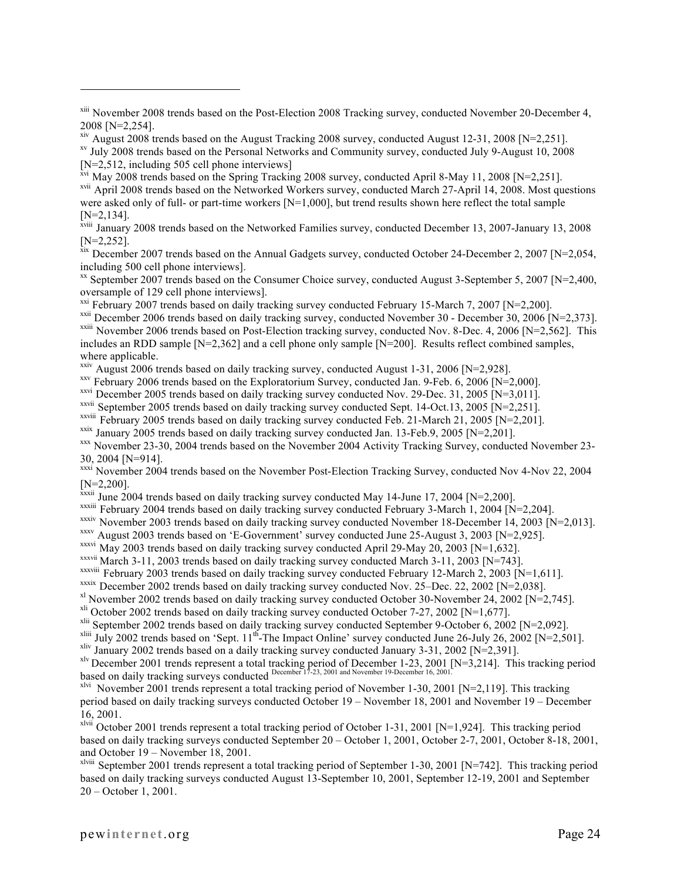[xiii] November 2008 trends based on the Post-Election 2008 Tracking survey, conducted November 20-December 4, 2008 [N=2,254].

[xiv] August 2008 trends based on the August Tracking 2008 survey, conducted August 12-31, 2008 [N=2,251].

[xv] July 2008 trends based on the Personal Networks and Community survey, conducted July 9-August 10, 2008 [N=2,512, including 505 cell phone interviews]

[xvi] May 2008 trends based on the Spring Tracking 2008 survey, conducted April 8-May 11, 2008 [N=2,251].

[xvii] April 2008 trends based on the Networked Workers survey, conducted March 27-April 14, 2008. Most questions were asked only of full- or part-time workers [N=1,000], but trend results shown here reflect the total sample [N=2,134].

[xviii] January 2008 trends based on the Networked Families survey, conducted December 13, 2007-January 13, 2008 [N=2,252].

[xix] December 2007 trends based on the Annual Gadgets survey, conducted October 24-December 2, 2007 [N=2,054, including 500 cell phone interviews].

[xx] September 2007 trends based on the Consumer Choice survey, conducted August 3-September 5, 2007 [N=2,400, oversample of 129 cell phone interviews].

[xxi] February 2007 trends based on daily tracking survey conducted February 15-March 7, 2007 [N=2,200].

[xxii] December 2006 trends based on daily tracking survey, conducted November 30 - December 30, 2006 [N=2,373].

[xxiii] November 2006 trends based on Post-Election tracking survey, conducted Nov. 8-Dec. 4, 2006 [N=2,562]. This includes an RDD sample [N=2,362] and a cell phone only sample [N=200]. Results reflect combined samples, where applicable.

[xxiv] August 2006 trends based on daily tracking survey, conducted August 1-31, 2006 [N=2,928].

[xxv] February 2006 trends based on the Exploratorium Survey, conducted Jan. 9-Feb. 6, 2006 [N=2,000].

[xxvi] December 2005 trends based on daily tracking survey conducted Nov. 29-Dec. 31, 2005 [N=3,011].

[xxvii] September 2005 trends based on daily tracking survey conducted Sept. 14-Oct.13, 2005 [N=2,251].

[xxviii] February 2005 trends based on daily tracking survey conducted Feb. 21-March 21, 2005 [N=2,201].

[xxix] January 2005 trends based on daily tracking survey conducted Jan. 13-Feb.9, 2005 [N=2,201].

[xxx] November 23-30, 2004 trends based on the November 2004 Activity Tracking Survey, conducted November 23-30, 2004 [N=914].

[xxxi] November 2004 trends based on the November Post-Election Tracking Survey, conducted Nov 4-Nov 22, 2004 [N=2,200].

[xxxii] June 2004 trends based on daily tracking survey conducted May 14-June 17, 2004 [N=2,200].

[xxxiii] February 2004 trends based on daily tracking survey conducted February 3-March 1, 2004 [N=2,204].

[xxxiv] November 2003 trends based on daily tracking survey conducted November 18-December 14, 2003 [N=2,013].

[xxxv] August 2003 trends based on 'E-Government' survey conducted June 25-August 3, 2003 [N=2,925].

[xxxvi] May 2003 trends based on daily tracking survey conducted April 29-May 20, 2003 [N=1,632].

[xxxvii] March 3-11, 2003 trends based on daily tracking survey conducted March 3-11, 2003 [N=743].

[xxxviii] February 2003 trends based on daily tracking survey conducted February 12-March 2, 2003 [N=1,611].

[xxxix] December 2002 trends based on daily tracking survey conducted Nov. 25–Dec. 22, 2002 [N=2,038].

[xl] November 2002 trends based on daily tracking survey conducted October 30-November 24, 2002 [N=2,745].

[xli] October 2002 trends based on daily tracking survey conducted October 7-27, 2002 [N=1,677].

[xlii] September 2002 trends based on daily tracking survey conducted September 9-October 6, 2002 [N=2,092].

[xliii] July 2002 trends based on 'Sept. 11th-The Impact Online' survey conducted June 26-July 26, 2002 [N=2,501].

[xliv] January 2002 trends based on a daily tracking survey conducted January 3-31, 2002 [N=2,391].

[xlv] December 2001 trends represent a total tracking period of December 1-23, 2001 [N=3,214]. This tracking period based on daily tracking surveys conducted December 17-23, 2001 and November 19-December 16, 2001.

[xlvi] November 2001 trends represent a total tracking period of November 1-30, 2001 [N=2,119]. This tracking period based on daily tracking surveys conducted October 19 – November 18, 2001 and November 19 – December 16, 2001.

[xlvii] October 2001 trends represent a total tracking period of October 1-31, 2001 [N=1,924]. This tracking period based on daily tracking surveys conducted September 20 – October 1, 2001, October 2-7, 2001, October 8-18, 2001, and October 19 – November 18, 2001.

[xlviii] September 2001 trends represent a total tracking period of September 1-30, 2001 [N=742]. This tracking period based on daily tracking surveys conducted August 13-September 10, 2001, September 12-19, 2001 and September 20 – October 1, 2001.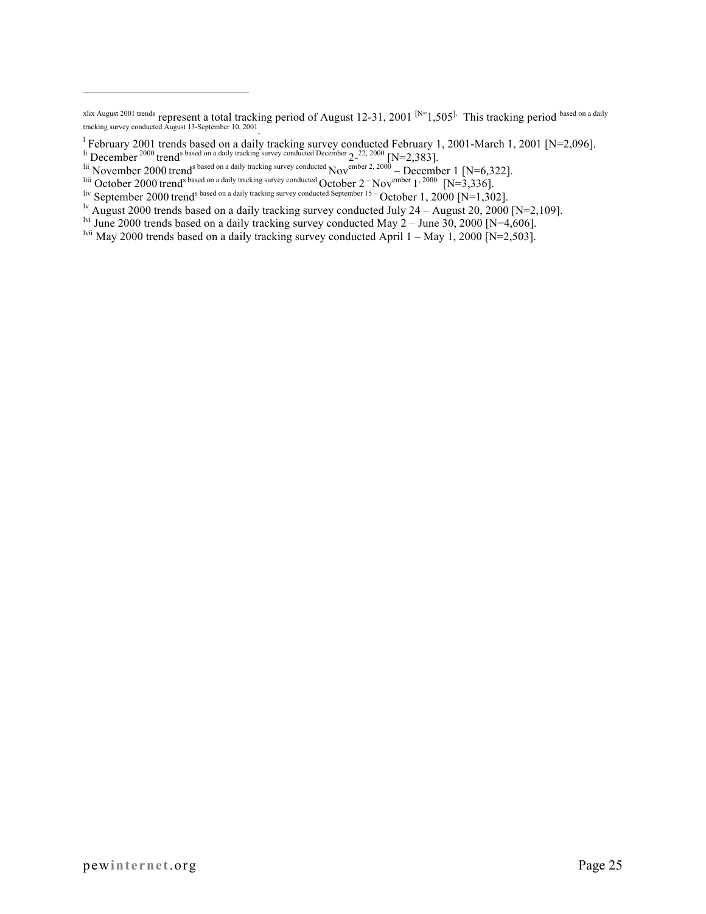---

[xlix] August 2001 trends represent a total tracking period of August 12-31, 2001 [N=1,505]. This tracking period based on a daily tracking survey conducted August 13-September 10, 2001.

[l] February 2001 trends based on a daily tracking survey conducted February 1, 2001-March 1, 2001 [N=2,096].

[li] December 2000 trends based on a daily tracking survey conducted December 2-22, 2000 [N=2,383].

[lii] November 2000 trends based on a daily tracking survey conducted November 2, 2000 – December 1 [N=6,322].

[liii] October 2000 trends based on a daily tracking survey conducted October 2 – November 1, 2000 [N=3,336].

[liv] September 2000 trends based on a daily tracking survey conducted September 15 – October 1, 2000 [N=1,302].

[lv] August 2000 trends based on a daily tracking survey conducted July 24 – August 20, 2000 [N=2,109].

[lvi] June 2000 trends based on a daily tracking survey conducted May 2 – June 30, 2000 [N=4,606].

[lvii] May 2000 trends based on a daily tracking survey conducted April 1 – May 1, 2000 [N=2,503].